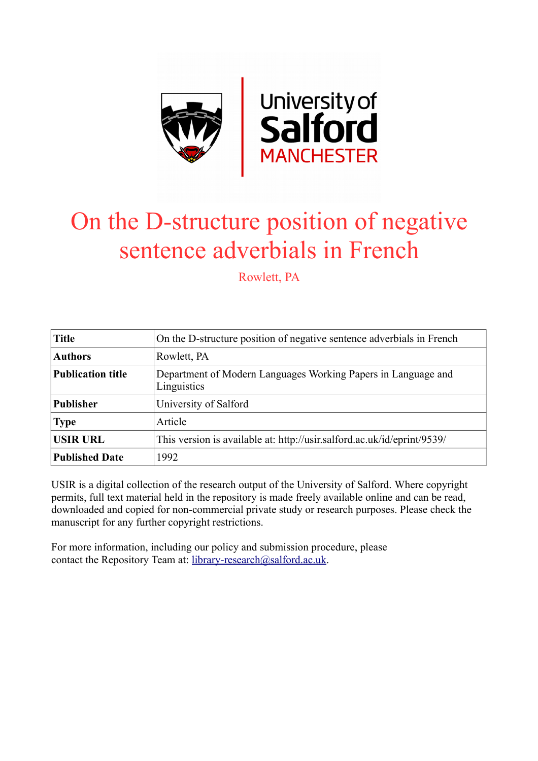University of Salford MANCHESTER

# On the D-structure position of negative sentence adverbials in French

Rowlett, PA

| Title | On the D-structure position of negative sentence adverbials in French |
|---|---|
| Authors | Rowlett, PA |
| Publication title | Department of Modern Languages Working Papers in Language and Linguistics |
| Publisher | University of Salford |
| Type | Article |
| USIR URL | This version is available at: http://usir.salford.ac.uk/id/eprint/9539/ |
| Published Date | 1992 |

USIR is a digital collection of the research output of the University of Salford. Where copyright permits, full text material held in the repository is made freely available online and can be read, downloaded and copied for non-commercial private study or research purposes. Please check the manuscript for any further copyright restrictions.

For more information, including our policy and submission procedure, please contact the Repository Team at: library-research@salford.ac.uk.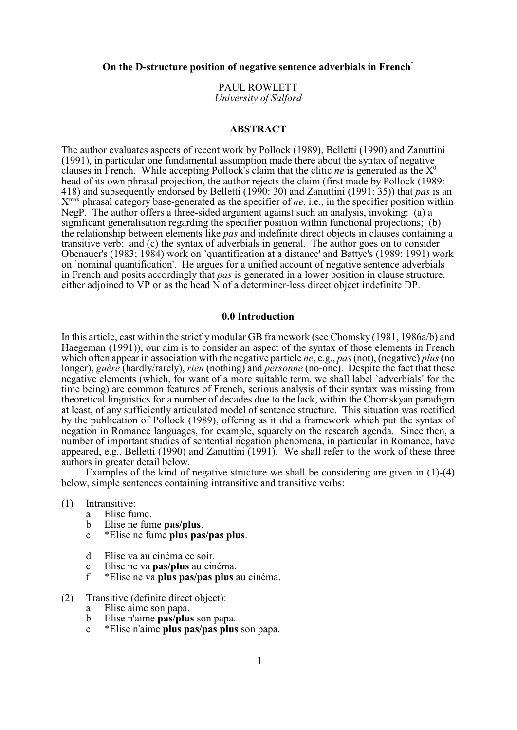**On the D-structure position of negative sentence adverbials in French**[*]

PAUL ROWLETT
*University of Salford*

## ABSTRACT

The author evaluates aspects of recent work by Pollock (1989), Belletti (1990) and Zanuttini (1991), in particular one fundamental assumption made there about the syntax of negative clauses in French. While accepting Pollock's claim that the clitic *ne* is generated as the $X^0$ head of its own phrasal projection, the author rejects the claim (first made by Pollock (1989: 418) and subsequently endorsed by Belletti (1990: 30) and Zanuttini (1991: 35)) that *pas* is an $X^{max}$ phrasal category base-generated as the specifier of *ne*, i.e., in the specifier position within NegP. The author offers a three-sided argument against such an analysis, invoking: (a) a significant generalisation regarding the specifier position within functional projections; (b) the relationship between elements like *pas* and indefinite direct objects in clauses containing a transitive verb; and (c) the syntax of adverbials in general. The author goes on to consider Obenauer's (1983; 1984) work on `quantification at a distance' and Battye's (1989; 1991) work on `nominal quantification'. He argues for a unified account of negative sentence adverbials in French and posits accordingly that *pas* is generated in a lower position in clause structure, either adjoined to VP or as the head N of a determiner-less direct object indefinite DP.

## 0.0 Introduction

In this article, cast within the strictly modular GB framework (see Chomsky (1981, 1986a/b) and Haegeman (1991)), our aim is to consider an aspect of the syntax of those elements in French which often appear in association with the negative particle *ne*, e.g., *pas* (not), (negative) *plus* (no longer), *guère* (hardly/rarely), *rien* (nothing) and *personne* (no-one). Despite the fact that these negative elements (which, for want of a more suitable term, we shall label `adverbials' for the time being) are common features of French, serious analysis of their syntax was missing from theoretical linguistics for a number of decades due to the lack, within the Chomskyan paradigm at least, of any sufficiently articulated model of sentence structure. This situation was rectified by the publication of Pollock (1989), offering as it did a framework which put the syntax of negation in Romance languages, for example, squarely on the research agenda. Since then, a number of important studies of sentential negation phenomena, in particular in Romance, have appeared, e.g., Belletti (1990) and Zanuttini (1991). We shall refer to the work of these three authors in greater detail below.

Examples of the kind of negative structure we shall be considering are given in (1)-(4) below, simple sentences containing intransitive and transitive verbs:

(1) Intransitive:
- a Elise fume.
- b Elise ne fume **pas/plus**.
- c *Elise ne fume **plus pas/pas plus**.

- d Elise va au cinéma ce soir.
- e Elise ne va **pas/plus** au cinéma.
- f *Elise ne va **plus pas/pas plus** au cinéma.

(2) Transitive (definite direct object):
- a Elise aime son papa.
- b Elise n'aime **pas/plus** son papa.
- c *Elise n'aime **plus pas/pas plus** son papa.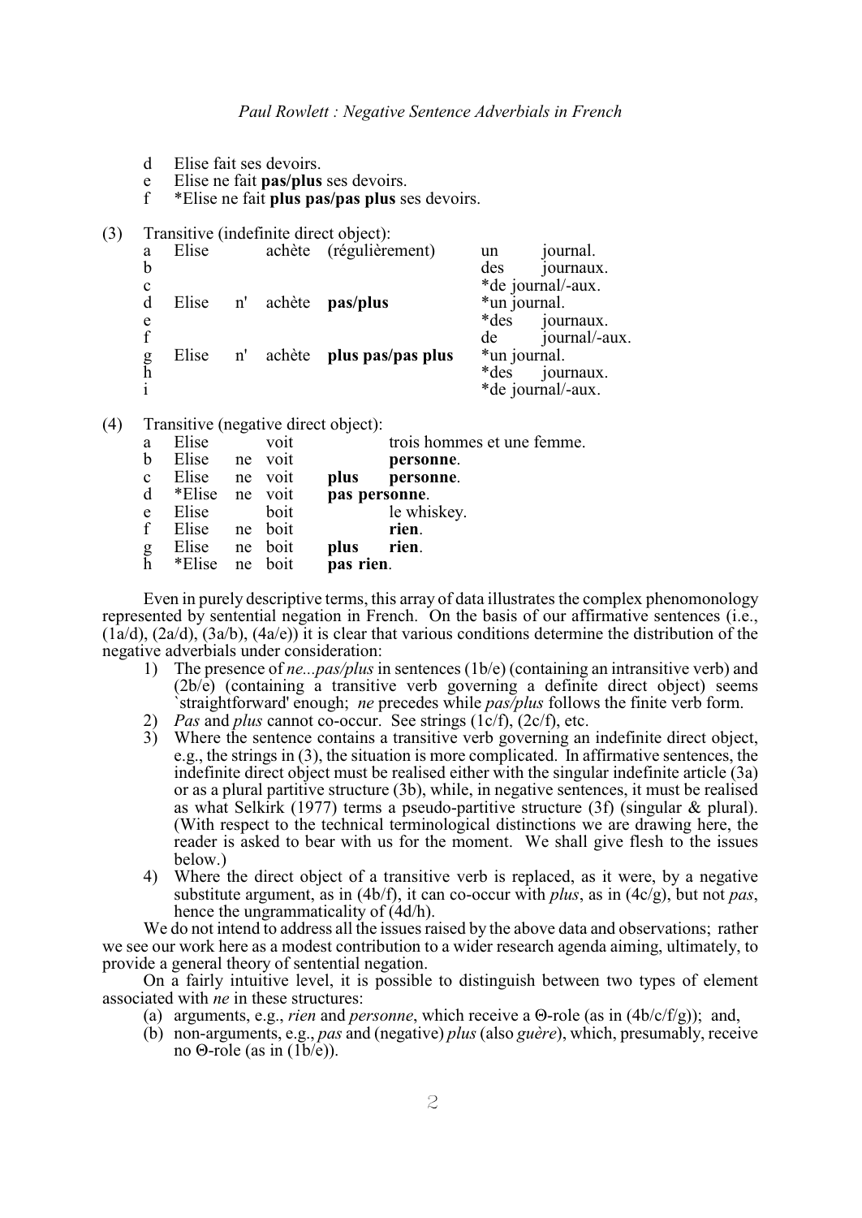d Elise fait ses devoirs.
e Elise ne fait **pas/plus** ses devoirs.
f *Elise ne fait **plus pas/pas plus** ses devoirs.

(3) Transitive (indefinite direct object):

| | | | | | | |
|---|---|---|---|---|---|---|
| a | Elise | | achète | (régulièrement) | un | journal. |
| b | | | | | des | journaux. |
| c | | | | | *de journal/-aux. | |
| d | Elise | n' | achète | **pas/plus** | *un journal. | |
| e | | | | | *des | journaux. |
| f | | | | | de | journal/-aux. |
| g | Elise | n' | achète | **plus pas/pas plus** | *un journal. | |
| h | | | | | *des | journaux. |
| i | | | | | *de journal/-aux. | |

(4) Transitive (negative direct object):

| | | | | | |
|---|---|---|---|---|---|
| a | Elise | | voit | | trois hommes et une femme. |
| b | Elise | ne | voit | | **personne**. |
| c | Elise | ne | voit | **plus** | **personne**. |
| d | *Elise | ne | voit | **pas personne**. | |
| e | Elise | | boit | | le whiskey. |
| f | Elise | ne | boit | | **rien**. |
| g | Elise | ne | boit | **plus** | **rien**. |
| h | *Elise | ne | boit | **pas rien**. | |

Even in purely descriptive terms, this array of data illustrates the complex phenomonology represented by sentential negation in French. On the basis of our affirmative sentences (i.e., (1a/d), (2a/d), (3a/b), (4a/e)) it is clear that various conditions determine the distribution of the negative adverbials under consideration:

1) The presence of *ne...pas/plus* in sentences (1b/e) (containing an intransitive verb) and (2b/e) (containing a transitive verb governing a definite direct object) seems `straightforward' enough; *ne* precedes while *pas/plus* follows the finite verb form.
2) *Pas* and *plus* cannot co-occur. See strings (1c/f), (2c/f), etc.
3) Where the sentence contains a transitive verb governing an indefinite direct object, e.g., the strings in (3), the situation is more complicated. In affirmative sentences, the indefinite direct object must be realised either with the singular indefinite article (3a) or as a plural partitive structure (3b), while, in negative sentences, it must be realised as what Selkirk (1977) terms a pseudo-partitive structure (3f) (singular & plural). (With respect to the technical terminological distinctions we are drawing here, the reader is asked to bear with us for the moment. We shall give flesh to the issues below.)
4) Where the direct object of a transitive verb is replaced, as it were, by a negative substitute argument, as in (4b/f), it can co-occur with *plus*, as in (4c/g), but not *pas*, hence the ungrammaticality of (4d/h).

We do not intend to address all the issues raised by the above data and observations; rather we see our work here as a modest contribution to a wider research agenda aiming, ultimately, to provide a general theory of sentential negation.

On a fairly intuitive level, it is possible to distinguish between two types of element associated with *ne* in these structures:

(a) arguments, e.g., *rien* and *personne*, which receive a Θ-role (as in (4b/c/f/g)); and,
(b) non-arguments, e.g., *pas* and (negative) *plus* (also *guère*), which, presumably, receive no Θ-role (as in (1b/e)).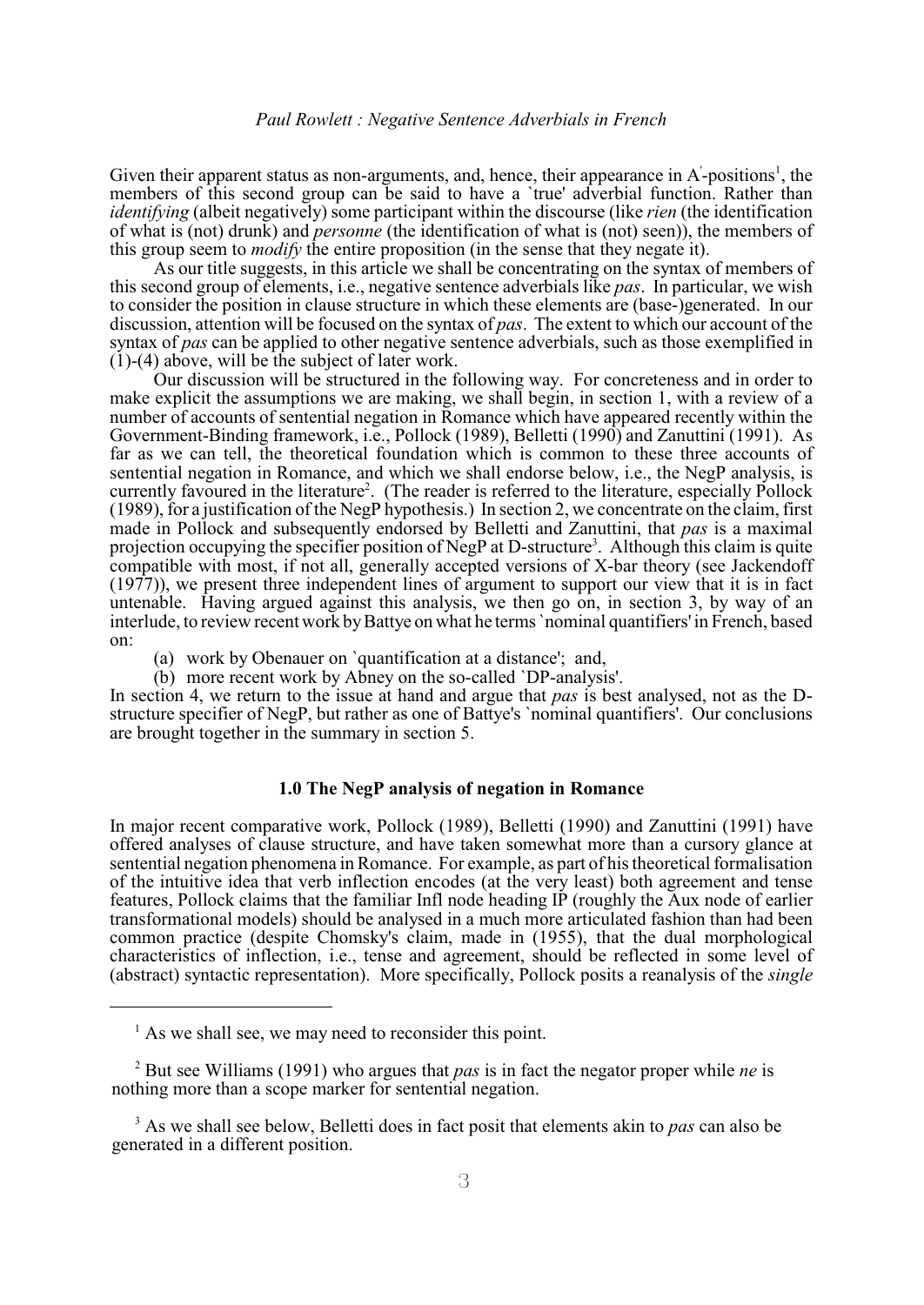Given their apparent status as non-arguments, and, hence, their appearance in A'-positions[1], the members of this second group can be said to have a `true' adverbial function. Rather than *identifying* (albeit negatively) some participant within the discourse (like *rien* (the identification of what is (not) drunk) and *personne* (the identification of what is (not) seen)), the members of this group seem to *modify* the entire proposition (in the sense that they negate it).

As our title suggests, in this article we shall be concentrating on the syntax of members of this second group of elements, i.e., negative sentence adverbials like *pas*. In particular, we wish to consider the position in clause structure in which these elements are (base-)generated. In our discussion, attention will be focused on the syntax of *pas*. The extent to which our account of the syntax of *pas* can be applied to other negative sentence adverbials, such as those exemplified in (1)-(4) above, will be the subject of later work.

Our discussion will be structured in the following way. For concreteness and in order to make explicit the assumptions we are making, we shall begin, in section 1, with a review of a number of accounts of sentential negation in Romance which have appeared recently within the Government-Binding framework, i.e., Pollock (1989), Belletti (1990) and Zanuttini (1991). As far as we can tell, the theoretical foundation which is common to these three accounts of sentential negation in Romance, and which we shall endorse below, i.e., the NegP analysis, is currently favoured in the literature[2]. (The reader is referred to the literature, especially Pollock (1989), for a justification of the NegP hypothesis.) In section 2, we concentrate on the claim, first made in Pollock and subsequently endorsed by Belletti and Zanuttini, that *pas* is a maximal projection occupying the specifier position of NegP at D-structure[3]. Although this claim is quite compatible with most, if not all, generally accepted versions of X-bar theory (see Jackendoff (1977)), we present three independent lines of argument to support our view that it is in fact untenable. Having argued against this analysis, we then go on, in section 3, by way of an interlude, to review recent work by Battye on what he terms `nominal quantifiers' in French, based on:

(a) work by Obenauer on `quantification at a distance'; and,
(b) more recent work by Abney on the so-called `DP-analysis'.

In section 4, we return to the issue at hand and argue that *pas* is best analysed, not as the D-structure specifier of NegP, but rather as one of Battye's `nominal quantifiers'. Our conclusions are brought together in the summary in section 5.

## 1.0 The NegP analysis of negation in Romance

In major recent comparative work, Pollock (1989), Belletti (1990) and Zanuttini (1991) have offered analyses of clause structure, and have taken somewhat more than a cursory glance at sentential negation phenomena in Romance. For example, as part of his theoretical formalisation of the intuitive idea that verb inflection encodes (at the very least) both agreement and tense features, Pollock claims that the familiar Infl node heading IP (roughly the Aux node of earlier transformational models) should be analysed in a much more articulated fashion than had been common practice (despite Chomsky's claim, made in (1955), that the dual morphological characteristics of inflection, i.e., tense and agreement, should be reflected in some level of (abstract) syntactic representation). More specifically, Pollock posits a reanalysis of the *single*

---

[1] As we shall see, we may need to reconsider this point.

[2] But see Williams (1991) who argues that *pas* is in fact the negator proper while *ne* is nothing more than a scope marker for sentential negation.

[3] As we shall see below, Belletti does in fact posit that elements akin to *pas* can also be generated in a different position.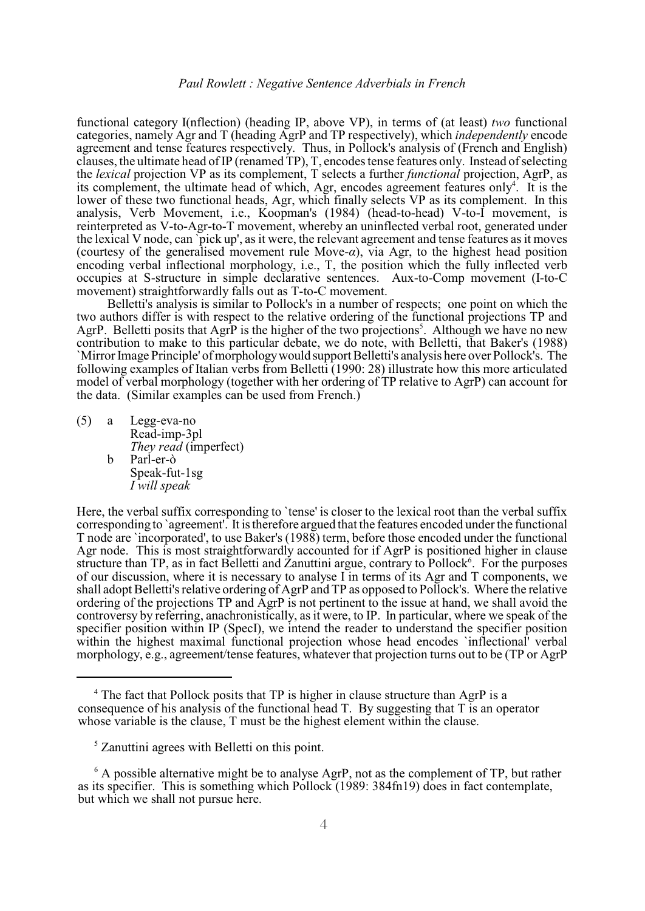functional category I(nflection) (heading IP, above VP), in terms of (at least) *two* functional categories, namely Agr and T (heading AgrP and TP respectively), which *independently* encode agreement and tense features respectively. Thus, in Pollock's analysis of (French and English) clauses, the ultimate head of IP (renamed TP), T, encodes tense features only. Instead of selecting the *lexical* projection VP as its complement, T selects a further *functional* projection, AgrP, as its complement, the ultimate head of which, Agr, encodes agreement features only[4]. It is the lower of these two functional heads, Agr, which finally selects VP as its complement. In this analysis, Verb Movement, i.e., Koopman's (1984) (head-to-head) V-to-I movement, is reinterpreted as V-to-Agr-to-T movement, whereby an uninflected verbal root, generated under the lexical V node, can `pick up', as it were, the relevant agreement and tense features as it moves (courtesy of the generalised movement rule Move-*α*), via Agr, to the highest head position encoding verbal inflectional morphology, i.e., T, the position which the fully inflected verb occupies at S-structure in simple declarative sentences. Aux-to-Comp movement (I-to-C movement) straightforwardly falls out as T-to-C movement.

Belletti's analysis is similar to Pollock's in a number of respects; one point on which the two authors differ is with respect to the relative ordering of the functional projections TP and AgrP. Belletti posits that AgrP is the higher of the two projections[5]. Although we have no new contribution to make to this particular debate, we do note, with Belletti, that Baker's (1988) `Mirror Image Principle' of morphology would support Belletti's analysis here over Pollock's. The following examples of Italian verbs from Belletti (1990: 28) illustrate how this more articulated model of verbal morphology (together with her ordering of TP relative to AgrP) can account for the data. (Similar examples can be used from French.)

(5) a Legg-eva-no
Read-imp-3pl
*They read* (imperfect)

b Parl-er-ò
Speak-fut-1sg
*I will speak*

Here, the verbal suffix corresponding to `tense' is closer to the lexical root than the verbal suffix corresponding to `agreement'. It is therefore argued that the features encoded under the functional T node are `incorporated', to use Baker's (1988) term, before those encoded under the functional Agr node. This is most straightforwardly accounted for if AgrP is positioned higher in clause structure than TP, as in fact Belletti and Zanuttini argue, contrary to Pollock[6]. For the purposes of our discussion, where it is necessary to analyse I in terms of its Agr and T components, we shall adopt Belletti's relative ordering of AgrP and TP as opposed to Pollock's. Where the relative ordering of the projections TP and AgrP is not pertinent to the issue at hand, we shall avoid the controversy by referring, anachronistically, as it were, to IP. In particular, where we speak of the specifier position within IP (SpecI), we intend the reader to understand the specifier position within the highest maximal functional projection whose head encodes `inflectional' verbal morphology, e.g., agreement/tense features, whatever that projection turns out to be (TP or AgrP

---

[4] The fact that Pollock posits that TP is higher in clause structure than AgrP is a consequence of his analysis of the functional head T. By suggesting that T is an operator whose variable is the clause, T must be the highest element within the clause.

[5] Zanuttini agrees with Belletti on this point.

[6] A possible alternative might be to analyse AgrP, not as the complement of TP, but rather as its specifier. This is something which Pollock (1989: 384fn19) does in fact contemplate, but which we shall not pursue here.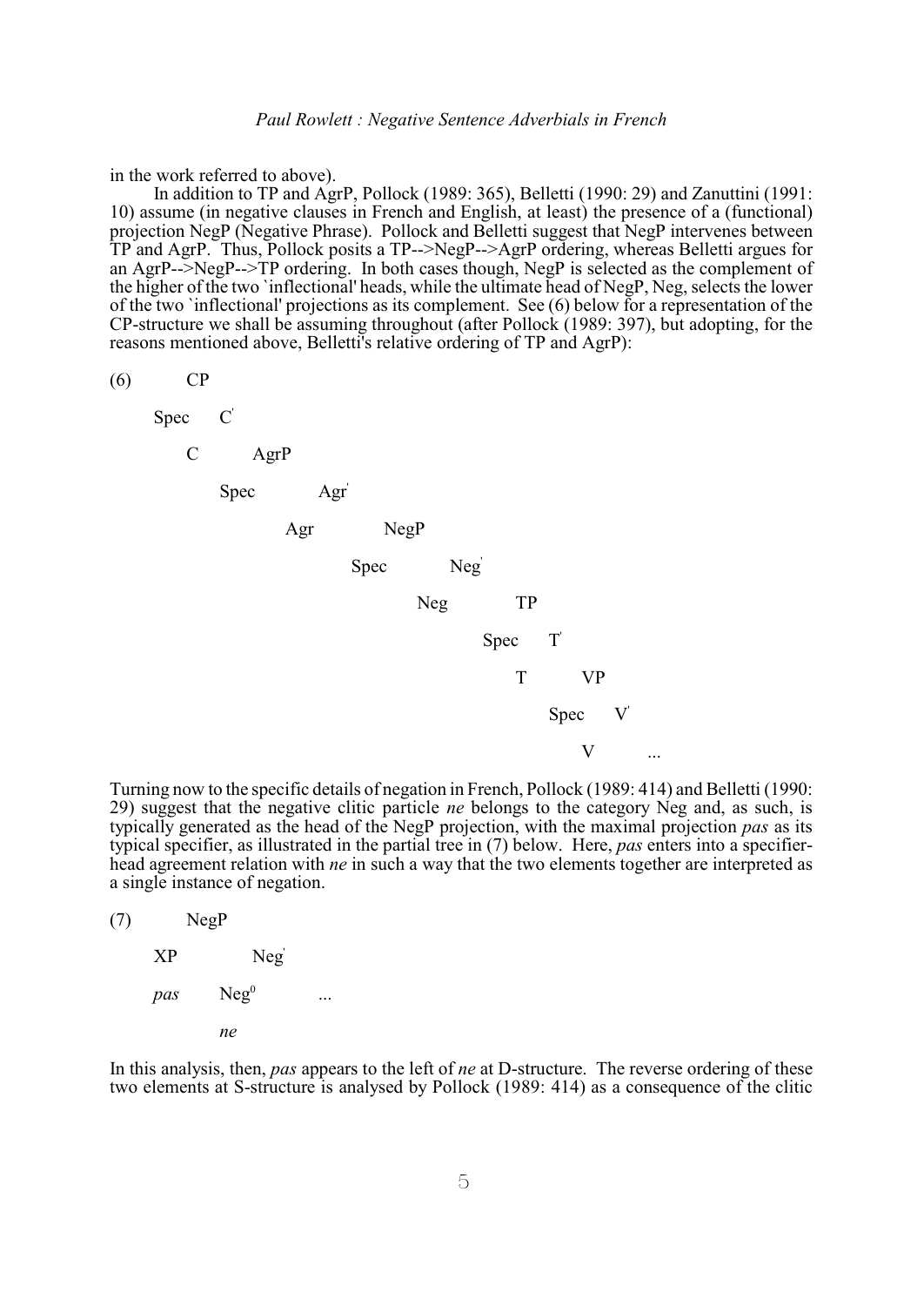in the work referred to above).

In addition to TP and AgrP, Pollock (1989: 365), Belletti (1990: 29) and Zanuttini (1991: 10) assume (in negative clauses in French and English, at least) the presence of a (functional) projection NegP (Negative Phrase). Pollock and Belletti suggest that NegP intervenes between TP and AgrP. Thus, Pollock posits a TP-->NegP-->AgrP ordering, whereas Belletti argues for an AgrP-->NegP-->TP ordering. In both cases though, NegP is selected as the complement of the higher of the two `inflectional' heads, while the ultimate head of NegP, Neg, selects the lower of the two `inflectional' projections as its complement. See (6) below for a representation of the CP-structure we shall be assuming throughout (after Pollock (1989: 397), but adopting, for the reasons mentioned above, Belletti's relative ordering of TP and AgrP):

```
(6)     CP

     Spec    C'

          C        AgrP

               Spec         Agr'

                       Agr          NegP

                              Spec         Neg'

                                     Neg          TP

                                           Spec     T'

                                                 T        VP

                                                      Spec    V'

                                                           V       ...
```

Turning now to the specific details of negation in French, Pollock (1989: 414) and Belletti (1990: 29) suggest that the negative clitic particle *ne* belongs to the category Neg and, as such, is typically generated as the head of the NegP projection, with the maximal projection *pas* as its typical specifier, as illustrated in the partial tree in (7) below. Here, *pas* enters into a specifier-head agreement relation with *ne* in such a way that the two elements together are interpreted as a single instance of negation.

```
(7)     NegP

     XP          Neg'

     pas    Neg0          ...

            ne
```

In this analysis, then, *pas* appears to the left of *ne* at D-structure. The reverse ordering of these two elements at S-structure is analysed by Pollock (1989: 414) as a consequence of the clitic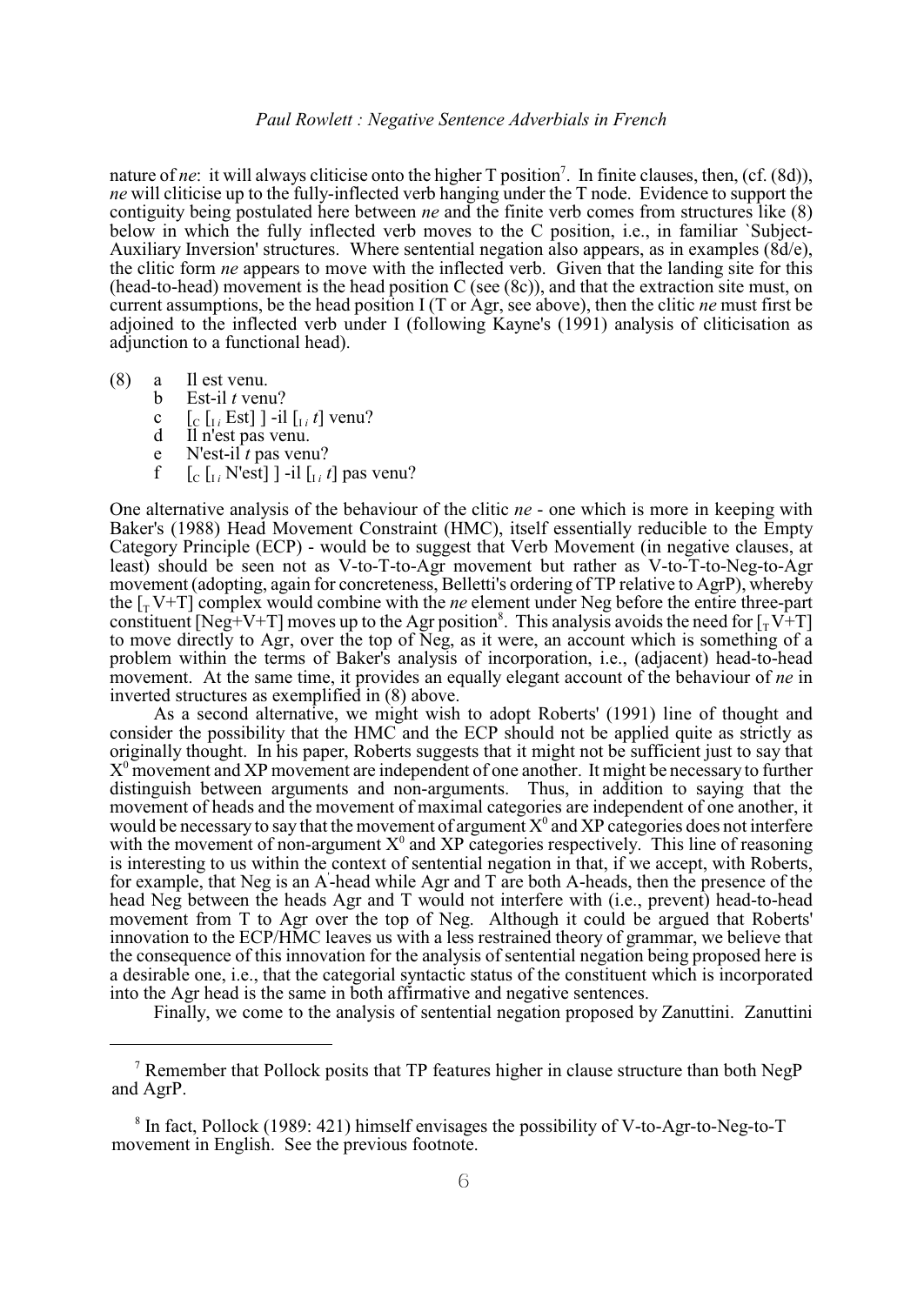nature of *ne*: it will always cliticise onto the higher T position[7]. In finite clauses, then, (cf. (8d)), *ne* will cliticise up to the fully-inflected verb hanging under the T node. Evidence to support the contiguity being postulated here between *ne* and the finite verb comes from structures like (8) below in which the fully inflected verb moves to the C position, i.e., in familiar `Subject-Auxiliary Inversion' structures. Where sentential negation also appears, as in examples (8d/e), the clitic form *ne* appears to move with the inflected verb. Given that the landing site for this (head-to-head) movement is the head position C (see (8c)), and that the extraction site must, on current assumptions, be the head position I (T or Agr, see above), then the clitic *ne* must first be adjoined to the inflected verb under I (following Kayne's (1991) analysis of cliticisation as adjunction to a functional head).

(8)
- a Il est venu.
- b Est-il *t* venu?
- c $[_C [_{I\,i}$ Est$]\,]$ -il $[_{I\,i}\ t]$ venu?
- d Il n'est pas venu.
- e N'est-il *t* pas venu?
- f $[_C [_{I\,i}$ N'est$]\,]$ -il $[_{I\,i}\ t]$ pas venu?

One alternative analysis of the behaviour of the clitic *ne* - one which is more in keeping with Baker's (1988) Head Movement Constraint (HMC), itself essentially reducible to the Empty Category Principle (ECP) - would be to suggest that Verb Movement (in negative clauses, at least) should be seen not as V-to-T-to-Agr movement but rather as V-to-T-to-Neg-to-Agr movement (adopting, again for concreteness, Belletti's ordering of TP relative to AgrP), whereby the $[_T$V+T$]$ complex would combine with the *ne* element under Neg before the entire three-part constituent [Neg+V+T] moves up to the Agr position[8]. This analysis avoids the need for $[_T$V+T$]$ to move directly to Agr, over the top of Neg, as it were, an account which is something of a problem within the terms of Baker's analysis of incorporation, i.e., (adjacent) head-to-head movement. At the same time, it provides an equally elegant account of the behaviour of *ne* in inverted structures as exemplified in (8) above.

As a second alternative, we might wish to adopt Roberts' (1991) line of thought and consider the possibility that the HMC and the ECP should not be applied quite as strictly as originally thought. In his paper, Roberts suggests that it might not be sufficient just to say that $X^0$ movement and XP movement are independent of one another. It might be necessary to further distinguish between arguments and non-arguments. Thus, in addition to saying that the movement of heads and the movement of maximal categories are independent of one another, it would be necessary to say that the movement of argument $X^0$ and XP categories does not interfere with the movement of non-argument $X^0$ and XP categories respectively. This line of reasoning is interesting to us within the context of sentential negation in that, if we accept, with Roberts, for example, that Neg is an A'-head while Agr and T are both A-heads, then the presence of the head Neg between the heads Agr and T would not interfere with (i.e., prevent) head-to-head movement from T to Agr over the top of Neg. Although it could be argued that Roberts' innovation to the ECP/HMC leaves us with a less restrained theory of grammar, we believe that the consequence of this innovation for the analysis of sentential negation being proposed here is a desirable one, i.e., that the categorial syntactic status of the constituent which is incorporated into the Agr head is the same in both affirmative and negative sentences.

Finally, we come to the analysis of sentential negation proposed by Zanuttini. Zanuttini

---

[7] Remember that Pollock posits that TP features higher in clause structure than both NegP and AgrP.

[8] In fact, Pollock (1989: 421) himself envisages the possibility of V-to-Agr-to-Neg-to-T movement in English. See the previous footnote.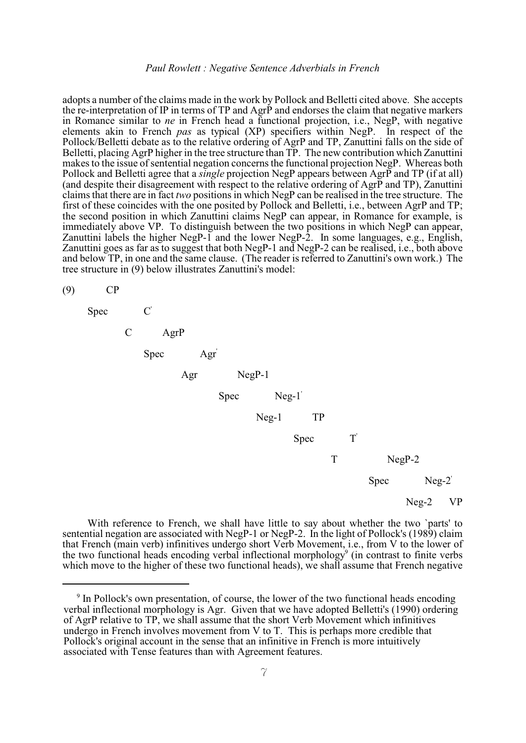adopts a number of the claims made in the work by Pollock and Belletti cited above. She accepts the re-interpretation of IP in terms of TP and AgrP and endorses the claim that negative markers in Romance similar to *ne* in French head a functional projection, i.e., NegP, with negative elements akin to French *pas* as typical (XP) specifiers within NegP. In respect of the Pollock/Belletti debate as to the relative ordering of AgrP and TP, Zanuttini falls on the side of Belletti, placing AgrP higher in the tree structure than TP. The new contribution which Zanuttini makes to the issue of sentential negation concerns the functional projection NegP. Whereas both Pollock and Belletti agree that a *single* projection NegP appears between AgrP and TP (if at all) (and despite their disagreement with respect to the relative ordering of AgrP and TP), Zanuttini claims that there are in fact *two* positions in which NegP can be realised in the tree structure. The first of these coincides with the one posited by Pollock and Belletti, i.e., between AgrP and TP; the second position in which Zanuttini claims NegP can appear, in Romance for example, is immediately above VP. To distinguish between the two positions in which NegP can appear, Zanuttini labels the higher NegP-1 and the lower NegP-2. In some languages, e.g., English, Zanuttini goes as far as to suggest that both NegP-1 and NegP-2 can be realised, i.e., both above and below TP, in one and the same clause. (The reader is referred to Zanuttini's own work.) The tree structure in (9) below illustrates Zanuttini's model:

```
(9)     CP
    Spec      C'
          C       AgrP
              Spec      Agr'
                    Agr       NegP-1
                          Spec      Neg-1'
                                Neg-1      TP
                                       Spec      T'
                                             T        NegP-2
                                                   Spec      Neg-2'
                                                         Neg-2    VP
```

With reference to French, we shall have little to say about whether the two `parts' to sentential negation are associated with NegP-1 or NegP-2. In the light of Pollock's (1989) claim that French (main verb) infinitives undergo short Verb Movement, i.e., from V to the lower of the two functional heads encoding verbal inflectional morphology[9] (in contrast to finite verbs which move to the higher of these two functional heads), we shall assume that French negative

[9] In Pollock's own presentation, of course, the lower of the two functional heads encoding verbal inflectional morphology is Agr. Given that we have adopted Belletti's (1990) ordering of AgrP relative to TP, we shall assume that the short Verb Movement which infinitives undergo in French involves movement from V to T. This is perhaps more credible that Pollock's original account in the sense that an infinitive in French is more intuitively associated with Tense features than with Agreement features.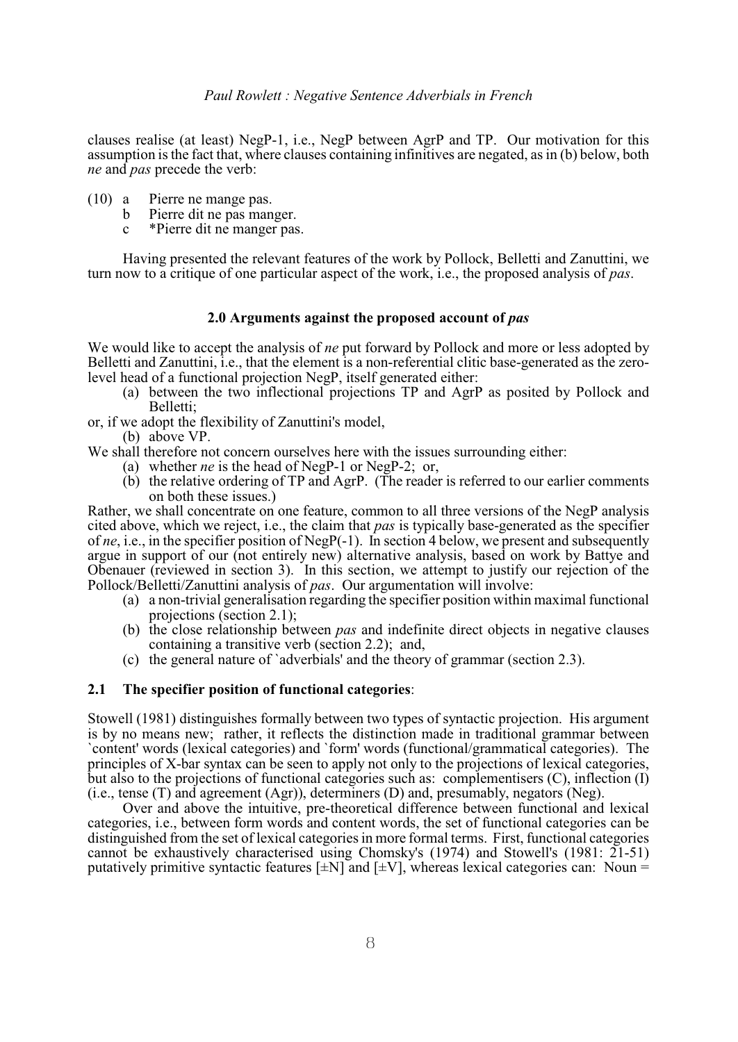clauses realise (at least) NegP-1, i.e., NegP between AgrP and TP. Our motivation for this assumption is the fact that, where clauses containing infinitives are negated, as in (b) below, both *ne* and *pas* precede the verb:

(10) a Pierre ne mange pas.
  b Pierre dit ne pas manger.
  c *Pierre dit ne manger pas.

Having presented the relevant features of the work by Pollock, Belletti and Zanuttini, we turn now to a critique of one particular aspect of the work, i.e., the proposed analysis of *pas*.

## 2.0 Arguments against the proposed account of *pas*

We would like to accept the analysis of *ne* put forward by Pollock and more or less adopted by Belletti and Zanuttini, i.e., that the element is a non-referential clitic base-generated as the zero-level head of a functional projection NegP, itself generated either:

(a) between the two inflectional projections TP and AgrP as posited by Pollock and Belletti;

or, if we adopt the flexibility of Zanuttini's model,

(b) above VP.

We shall therefore not concern ourselves here with the issues surrounding either:

(a) whether *ne* is the head of NegP-1 or NegP-2; or,
(b) the relative ordering of TP and AgrP. (The reader is referred to our earlier comments on both these issues.)

Rather, we shall concentrate on one feature, common to all three versions of the NegP analysis cited above, which we reject, i.e., the claim that *pas* is typically base-generated as the specifier of *ne*, i.e., in the specifier position of NegP(-1). In section 4 below, we present and subsequently argue in support of our (not entirely new) alternative analysis, based on work by Battye and Obenauer (reviewed in section 3). In this section, we attempt to justify our rejection of the Pollock/Belletti/Zanuttini analysis of *pas*. Our argumentation will involve:

(a) a non-trivial generalisation regarding the specifier position within maximal functional projections (section 2.1);
(b) the close relationship between *pas* and indefinite direct objects in negative clauses containing a transitive verb (section 2.2); and,
(c) the general nature of `adverbials' and the theory of grammar (section 2.3).

### 2.1 The specifier position of functional categories:

Stowell (1981) distinguishes formally between two types of syntactic projection. His argument is by no means new; rather, it reflects the distinction made in traditional grammar between `content' words (lexical categories) and `form' words (functional/grammatical categories). The principles of X-bar syntax can be seen to apply not only to the projections of lexical categories, but also to the projections of functional categories such as: complementisers (C), inflection (I) (i.e., tense (T) and agreement (Agr)), determiners (D) and, presumably, negators (Neg).

Over and above the intuitive, pre-theoretical difference between functional and lexical categories, i.e., between form words and content words, the set of functional categories can be distinguished from the set of lexical categories in more formal terms. First, functional categories cannot be exhaustively characterised using Chomsky's (1974) and Stowell's (1981: 21-51) putatively primitive syntactic features [±N] and [±V], whereas lexical categories can: Noun =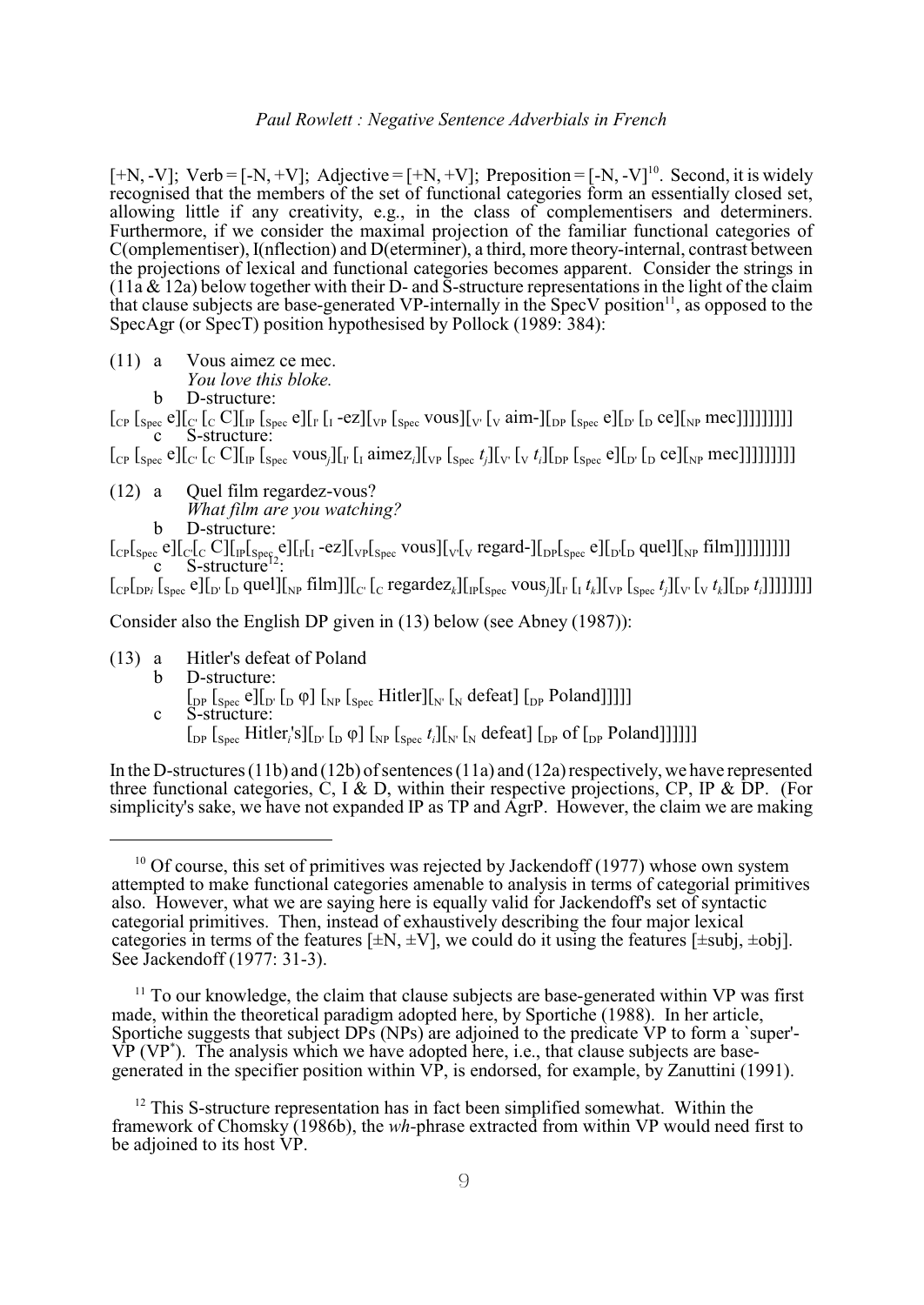[+N, -V]; Verb = [-N, +V]; Adjective = [+N, +V]; Preposition = [-N, -V][10]. Second, it is widely recognised that the members of the set of functional categories form an essentially closed set, allowing little if any creativity, e.g., in the class of complementisers and determiners. Furthermore, if we consider the maximal projection of the familiar functional categories of C(omplementiser), I(nflection) and D(eterminer), a third, more theory-internal, contrast between the projections of lexical and functional categories becomes apparent. Consider the strings in (11a & 12a) below together with their D- and S-structure representations in the light of the claim that clause subjects are base-generated VP-internally in the SpecV position[11], as opposed to the SpecAgr (or SpecT) position hypothesised by Pollock (1989: 384):

(11) a Vous aimez ce mec.
*You love this bloke.*
b D-structure:
$[_{CP}$ $[_{Spec}$ e$][_{C'}$ $[_{C}$ C$][_{IP}$ $[_{Spec}$ e$][_{I'}$ $[_{I}$ -ez$][_{VP}$ $[_{Spec}$ vous$][_{V'}$ $[_{V}$ aim-$][_{DP}$ $[_{Spec}$ e$][_{D'}$ $[_{D}$ ce$][_{NP}$ mec$]]]]]]]]]$
c S-structure:
$[_{CP}$ $[_{Spec}$ e$][_{C'}$ $[_{C}$ C$][_{IP}$ $[_{Spec}$ vous$_j][_{I'}$ $[_{I}$ aimez$_i][_{VP}$ $[_{Spec}$ $t_j][_{V'}$ $[_{V}$ $t_i][_{DP}$ $[_{Spec}$ e$][_{D'}$ $[_{D}$ ce$][_{NP}$ mec$]]]]]]]]]$

(12) a Quel film regardez-vous?
*What film are you watching?*
b D-structure:
$[_{CP}[_{Spec}$ e$][_{C'}[_{C}$ C$][_{IP}[_{Spec}$ e$][_{I'}[_{I}$ -ez$][_{VP}[_{Spec}$ vous$][_{V'}[_{V}$ regard-$][_{DP}[_{Spec}$ e$][_{D'}[_{D}$ quel$][_{NP}$ film$]]]]]]]]]$
c S-structure[12]:
$[_{CP}[_{DPi}$ $[_{Spec}$ e$][_{D'}$ $[_{D}$ quel$][_{NP}$ film$]][_{C'}$ $[_{C}$ regardez$_k][_{IP}[_{Spec}$ vous$_j][_{I'}$ $[_{I}$ $t_k][_{VP}$ $[_{Spec}$ $t_j][_{V'}$ $[_{V}$ $t_k][_{DP}$ $t_i]]]]]]]]$

Consider also the English DP given in (13) below (see Abney (1987)):

(13) a Hitler's defeat of Poland
b D-structure:
$[_{DP}$ $[_{Spec}$ e$][_{D'}$ $[_{D}$ φ$]$ $[_{NP}$ $[_{Spec}$ Hitler$][_{N'}$ $[_{N}$ defeat$]$ $[_{DP}$ Poland$]]]]]$
c S-structure:
$[_{DP}$ $[_{Spec}$ Hitler$_i$'s$][_{D'}$ $[_{D}$ φ$]$ $[_{NP}$ $[_{Spec}$ $t_i][_{N'}$ $[_{N}$ defeat$]$ $[_{DP}$ of $[_{DP}$ Poland$]]]]]]$

In the D-structures (11b) and (12b) of sentences (11a) and (12a) respectively, we have represented three functional categories, C, I & D, within their respective projections, CP, IP & DP. (For simplicity's sake, we have not expanded IP as TP and AgrP. However, the claim we are making

[10] Of course, this set of primitives was rejected by Jackendoff (1977) whose own system attempted to make functional categories amenable to analysis in terms of categorial primitives also. However, what we are saying here is equally valid for Jackendoff's set of syntactic categorial primitives. Then, instead of exhaustively describing the four major lexical categories in terms of the features [±N, ±V], we could do it using the features [±subj, ±obj]. See Jackendoff (1977: 31-3).

[11] To our knowledge, the claim that clause subjects are base-generated within VP was first made, within the theoretical paradigm adopted here, by Sportiche (1988). In her article, Sportiche suggests that subject DPs (NPs) are adjoined to the predicate VP to form a `super'-VP (VP*). The analysis which we have adopted here, i.e., that clause subjects are base-generated in the specifier position within VP, is endorsed, for example, by Zanuttini (1991).

[12] This S-structure representation has in fact been simplified somewhat. Within the framework of Chomsky (1986b), the *wh*-phrase extracted from within VP would need first to be adjoined to its host VP.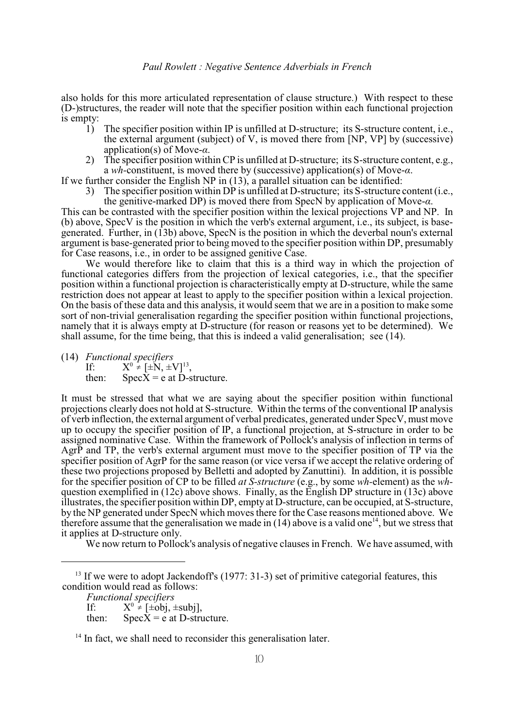also holds for this more articulated representation of clause structure.) With respect to these (D-)structures, the reader will note that the specifier position within each functional projection is empty:

1) The specifier position within IP is unfilled at D-structure; its S-structure content, i.e., the external argument (subject) of V, is moved there from [NP, VP] by (successive) application(s) of Move-*α*.
2) The specifier position within CP is unfilled at D-structure; its S-structure content, e.g., a *wh*-constituent, is moved there by (successive) application(s) of Move-*α*.

If we further consider the English NP in (13), a parallel situation can be identified:

3) The specifier position within DP is unfilled at D-structure; its S-structure content (i.e., the genitive-marked DP) is moved there from SpecN by application of Move-*α*.

This can be contrasted with the specifier position within the lexical projections VP and NP. In (b) above, SpecV is the position in which the verb's external argument, i.e., its subject, is base-generated. Further, in (13b) above, SpecN is the position in which the deverbal noun's external argument is base-generated prior to being moved to the specifier position within DP, presumably for Case reasons, i.e., in order to be assigned genitive Case.

We would therefore like to claim that this is a third way in which the projection of functional categories differs from the projection of lexical categories, i.e., that the specifier position within a functional projection is characteristically empty at D-structure, while the same restriction does not appear at least to apply to the specifier position within a lexical projection. On the basis of these data and this analysis, it would seem that we are in a position to make some sort of non-trivial generalisation regarding the specifier position within functional projections, namely that it is always empty at D-structure (for reason or reasons yet to be determined). We shall assume, for the time being, that this is indeed a valid generalisation; see (14).

(14) *Functional specifiers*
If: $X^0 \neq [\pm N, \pm V]$[13],
then: SpecX = e at D-structure.

It must be stressed that what we are saying about the specifier position within functional projections clearly does not hold at S-structure. Within the terms of the conventional IP analysis of verb inflection, the external argument of verbal predicates, generated under SpecV, must move up to occupy the specifier position of IP, a functional projection, at S-structure in order to be assigned nominative Case. Within the framework of Pollock's analysis of inflection in terms of AgrP and TP, the verb's external argument must move to the specifier position of TP via the specifier position of AgrP for the same reason (or vice versa if we accept the relative ordering of these two projections proposed by Belletti and adopted by Zanuttini). In addition, it is possible for the specifier position of CP to be filled *at S-structure* (e.g., by some *wh*-element) as the *wh*-question exemplified in (12c) above shows. Finally, as the English DP structure in (13c) above illustrates, the specifier position within DP, empty at D-structure, can be occupied, at S-structure, by the NP generated under SpecN which moves there for the Case reasons mentioned above. We therefore assume that the generalisation we made in (14) above is a valid one[14], but we stress that it applies at D-structure only.

We now return to Pollock's analysis of negative clauses in French. We have assumed, with

---

[13] If we were to adopt Jackendoff's (1977: 31-3) set of primitive categorial features, this condition would read as follows:

*Functional specifiers*
If: $X^0 \neq [\pm obj, \pm subj]$,
then: SpecX = e at D-structure.

[14] In fact, we shall need to reconsider this generalisation later.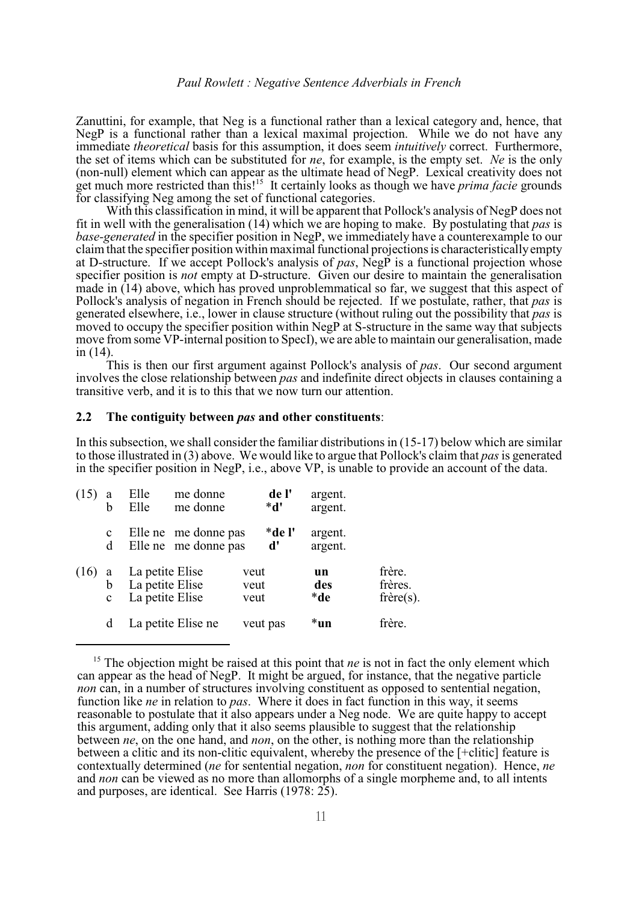Zanuttini, for example, that Neg is a functional rather than a lexical category and, hence, that NegP is a functional rather than a lexical maximal projection. While we do not have any immediate *theoretical* basis for this assumption, it does seem *intuitively* correct. Furthermore, the set of items which can be substituted for *ne*, for example, is the empty set. *Ne* is the only (non-null) element which can appear as the ultimate head of NegP. Lexical creativity does not get much more restricted than this![15] It certainly looks as though we have *prima facie* grounds for classifying Neg among the set of functional categories.

With this classification in mind, it will be apparent that Pollock's analysis of NegP does not fit in well with the generalisation (14) which we are hoping to make. By postulating that *pas* is *base-generated* in the specifier position in NegP, we immediately have a counterexample to our claim that the specifier position within maximal functional projections is characteristically empty at D-structure. If we accept Pollock's analysis of *pas*, NegP is a functional projection whose specifier position is *not* empty at D-structure. Given our desire to maintain the generalisation made in (14) above, which has proved unproblemmatical so far, we suggest that this aspect of Pollock's analysis of negation in French should be rejected. If we postulate, rather, that *pas* is generated elsewhere, i.e., lower in clause structure (without ruling out the possibility that *pas* is moved to occupy the specifier position within NegP at S-structure in the same way that subjects move from some VP-internal position to SpecI), we are able to maintain our generalisation, made in (14).

This is then our first argument against Pollock's analysis of *pas*. Our second argument involves the close relationship between *pas* and indefinite direct objects in clauses containing a transitive verb, and it is to this that we now turn our attention.

### 2.2 The contiguity between *pas* and other constituents:

In this subsection, we shall consider the familiar distributions in (15-17) below which are similar to those illustrated in (3) above. We would like to argue that Pollock's claim that *pas* is generated in the specifier position in NegP, i.e., above VP, is unable to provide an account of the data.

(15) a Elle me donne **de l'** argent.
b Elle me donne ***d'** argent.

c Elle ne me donne pas ***de l'** argent.
d Elle ne me donne pas **d'** argent.

(16) a La petite Elise veut **un** frère.
b La petite Elise veut **des** frères.
c La petite Elise veut ***de** frère(s).

d La petite Elise ne veut pas ***un** frère.

---

[15] The objection might be raised at this point that *ne* is not in fact the only element which can appear as the head of NegP. It might be argued, for instance, that the negative particle *non* can, in a number of structures involving constituent as opposed to sentential negation, function like *ne* in relation to *pas*. Where it does in fact function in this way, it seems reasonable to postulate that it also appears under a Neg node. We are quite happy to accept this argument, adding only that it also seems plausible to suggest that the relationship between *ne*, on the one hand, and *non*, on the other, is nothing more than the relationship between a clitic and its non-clitic equivalent, whereby the presence of the [+clitic] feature is contextually determined (*ne* for sentential negation, *non* for constituent negation). Hence, *ne* and *non* can be viewed as no more than allomorphs of a single morpheme and, to all intents and purposes, are identical. See Harris (1978: 25).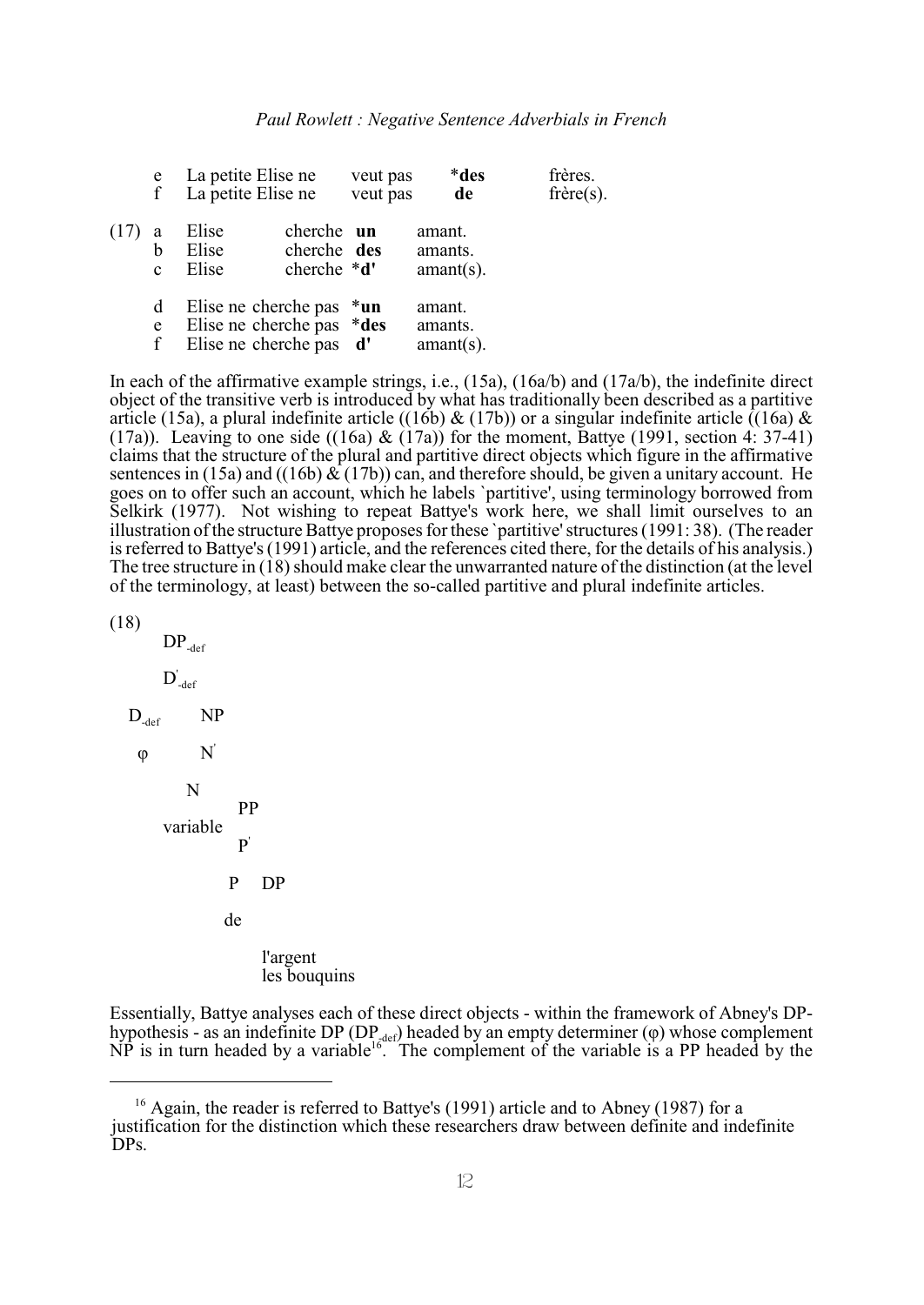| | | | | |
|---|---|---|---|---|
| e | La petite Elise ne | veut pas | ***des** | frères. |
| f | La petite Elise ne | veut pas | **de** | frère(s). |

| | | | | |
|---|---|---|---|---|
| (17) a | Elise | cherche | **un** | amant. |
| b | Elise | cherche | **des** | amants. |
| c | Elise | cherche | ***d'** | amant(s). |
| d | Elise ne cherche pas | | ***un** | amant. |
| e | Elise ne cherche pas | | ***des** | amants. |
| f | Elise ne cherche pas | | **d'** | amant(s). |

In each of the affirmative example strings, i.e., (15a), (16a/b) and (17a/b), the indefinite direct object of the transitive verb is introduced by what has traditionally been described as a partitive article (15a), a plural indefinite article ((16b) & (17b)) or a singular indefinite article ((16a) & (17a)). Leaving to one side ((16a) & (17a)) for the moment, Battye (1991, section 4: 37-41) claims that the structure of the plural and partitive direct objects which figure in the affirmative sentences in (15a) and ((16b) & (17b)) can, and therefore should, be given a unitary account. He goes on to offer such an account, which he labels `partitive', using terminology borrowed from Selkirk (1977). Not wishing to repeat Battye's work here, we shall limit ourselves to an illustration of the structure Battye proposes for these `partitive' structures (1991: 38). (The reader is referred to Battye's (1991) article, and the references cited there, for the details of his analysis.) The tree structure in (18) should make clear the unwarranted nature of the distinction (at the level of the terminology, at least) between the so-called partitive and plural indefinite articles.

(18)

```
        DP-def
        D'-def
   D-def       NP
   φ           N'
            N          PP
        variable       P'
                    P      DP
                    de
                           l'argent
                           les bouquins
```

Essentially, Battye analyses each of these direct objects - within the framework of Abney's DP-hypothesis - as an indefinite DP ($DP_{-def}$) headed by an empty determiner (φ) whose complement NP is in turn headed by a variable[16]. The complement of the variable is a PP headed by the

[16] Again, the reader is referred to Battye's (1991) article and to Abney (1987) for a justification for the distinction which these researchers draw between definite and indefinite DPs.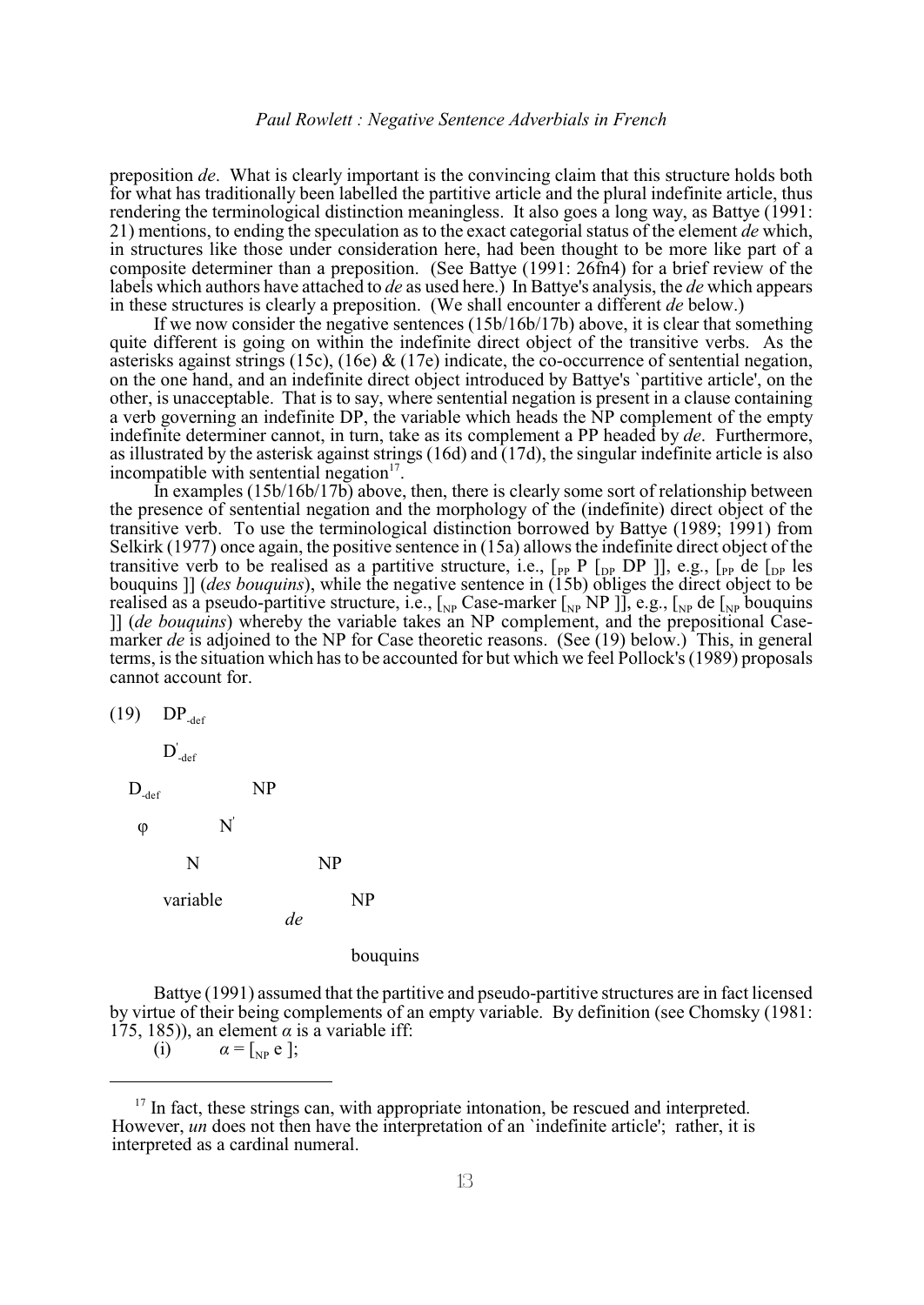preposition *de*. What is clearly important is the convincing claim that this structure holds both for what has traditionally been labelled the partitive article and the plural indefinite article, thus rendering the terminological distinction meaningless. It also goes a long way, as Battye (1991: 21) mentions, to ending the speculation as to the exact categorial status of the element *de* which, in structures like those under consideration here, had been thought to be more like part of a composite determiner than a preposition. (See Battye (1991: 26fn4) for a brief review of the labels which authors have attached to *de* as used here.) In Battye's analysis, the *de* which appears in these structures is clearly a preposition. (We shall encounter a different *de* below.)

If we now consider the negative sentences (15b/16b/17b) above, it is clear that something quite different is going on within the indefinite direct object of the transitive verbs. As the asterisks against strings (15c), (16e) & (17e) indicate, the co-occurrence of sentential negation, on the one hand, and an indefinite direct object introduced by Battye's `partitive article', on the other, is unacceptable. That is to say, where sentential negation is present in a clause containing a verb governing an indefinite DP, the variable which heads the NP complement of the empty indefinite determiner cannot, in turn, take as its complement a PP headed by *de*. Furthermore, as illustrated by the asterisk against strings (16d) and (17d), the singular indefinite article is also incompatible with sentential negation[17].

In examples (15b/16b/17b) above, then, there is clearly some sort of relationship between the presence of sentential negation and the morphology of the (indefinite) direct object of the transitive verb. To use the terminological distinction borrowed by Battye (1989; 1991) from Selkirk (1977) once again, the positive sentence in (15a) allows the indefinite direct object of the transitive verb to be realised as a partitive structure, i.e., $[_{PP}$ P $[_{DP}$ DP $]]$, e.g., $[_{PP}$ de $[_{DP}$ les bouquins $]]$ (*des bouquins*), while the negative sentence in (15b) obliges the direct object to be realised as a pseudo-partitive structure, i.e., $[_{NP}$ Case-marker $[_{NP}$ NP $]]$, e.g., $[_{NP}$ de $[_{NP}$ bouquins $]]$ (*de bouquins*) whereby the variable takes an NP complement, and the prepositional Case-marker *de* is adjoined to the NP for Case theoretic reasons. (See (19) below.) This, in general terms, is the situation which has to be accounted for but which we feel Pollock's (1989) proposals cannot account for.

(19)

```
DP-def
  D'-def
    D-def      NP
      φ          N'
                   N           NP
                   variable      de     NP
                                          bouquins
```

Battye (1991) assumed that the partitive and pseudo-partitive structures are in fact licensed by virtue of their being complements of an empty variable. By definition (see Chomsky (1981: 175, 185)), an element $\alpha$ is a variable iff:

(i) $\alpha = [_{NP}$ e $]$;

---

[17] In fact, these strings can, with appropriate intonation, be rescued and interpreted. However, *un* does not then have the interpretation of an `indefinite article'; rather, it is interpreted as a cardinal numeral.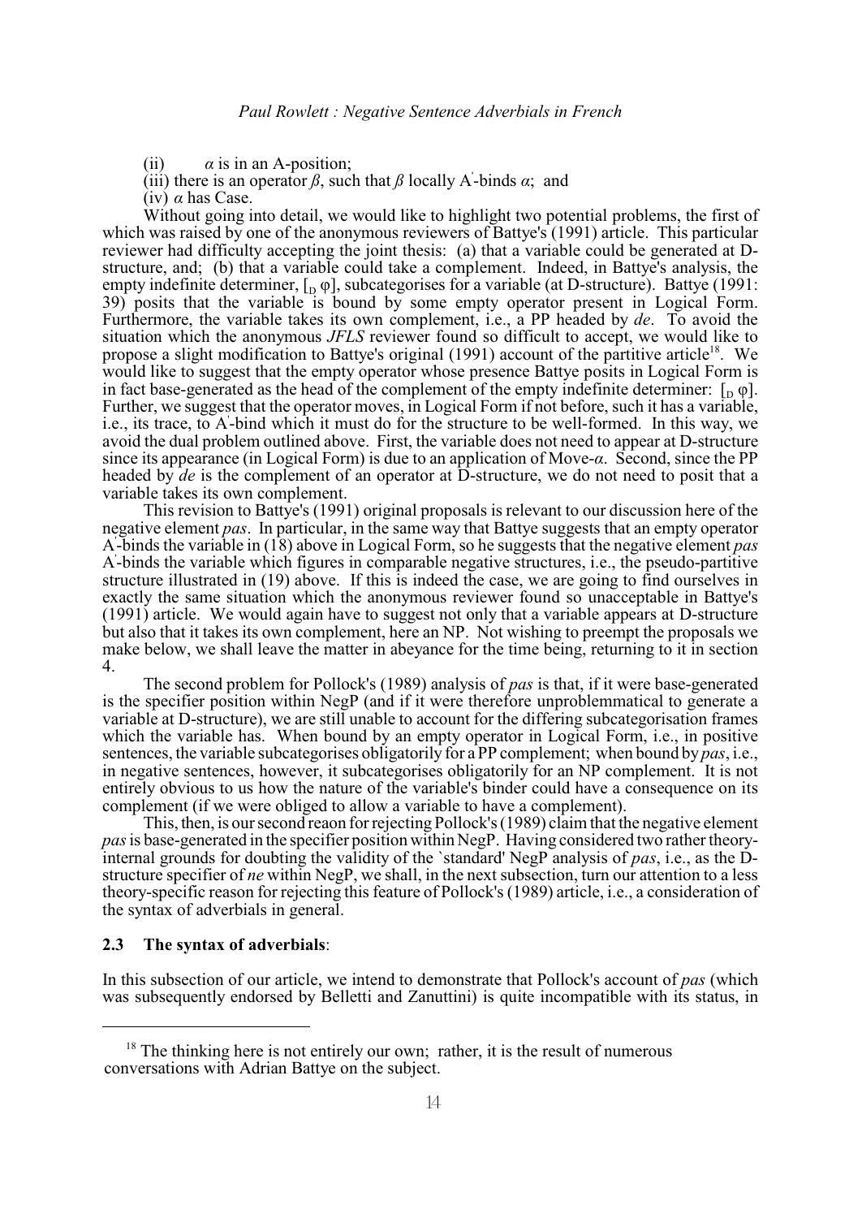(ii) $\alpha$ is in an A-position;

(iii) there is an operator $\beta$, such that $\beta$ locally A'-binds $\alpha$; and

(iv) $\alpha$ has Case.

Without going into detail, we would like to highlight two potential problems, the first of which was raised by one of the anonymous reviewers of Battye's (1991) article. This particular reviewer had difficulty accepting the joint thesis: (a) that a variable could be generated at D-structure, and; (b) that a variable could take a complement. Indeed, in Battye's analysis, the empty indefinite determiner, $[_D\ \varphi]$, subcategorises for a variable (at D-structure). Battye (1991: 39) posits that the variable is bound by some empty operator present in Logical Form. Furthermore, the variable takes its own complement, i.e., a PP headed by *de*. To avoid the situation which the anonymous *JFLS* reviewer found so difficult to accept, we would like to propose a slight modification to Battye's original (1991) account of the partitive article[18]. We would like to suggest that the empty operator whose presence Battye posits in Logical Form is in fact base-generated as the head of the complement of the empty indefinite determiner: $[_D\ \varphi]$. Further, we suggest that the operator moves, in Logical Form if not before, such it has a variable, i.e., its trace, to A'-bind which it must do for the structure to be well-formed. In this way, we avoid the dual problem outlined above. First, the variable does not need to appear at D-structure since its appearance (in Logical Form) is due to an application of Move-$\alpha$. Second, since the PP headed by *de* is the complement of an operator at D-structure, we do not need to posit that a variable takes its own complement.

This revision to Battye's (1991) original proposals is relevant to our discussion here of the negative element *pas*. In particular, in the same way that Battye suggests that an empty operator A'-binds the variable in (18) above in Logical Form, so he suggests that the negative element *pas* A'-binds the variable which figures in comparable negative structures, i.e., the pseudo-partitive structure illustrated in (19) above. If this is indeed the case, we are going to find ourselves in exactly the same situation which the anonymous reviewer found so unacceptable in Battye's (1991) article. We would again have to suggest not only that a variable appears at D-structure but also that it takes its own complement, here an NP. Not wishing to preempt the proposals we make below, we shall leave the matter in abeyance for the time being, returning to it in section 4.

The second problem for Pollock's (1989) analysis of *pas* is that, if it were base-generated is the specifier position within NegP (and if it were therefore unproblemmatical to generate a variable at D-structure), we are still unable to account for the differing subcategorisation frames which the variable has. When bound by an empty operator in Logical Form, i.e., in positive sentences, the variable subcategorises obligatorily for a PP complement; when bound by *pas*, i.e., in negative sentences, however, it subcategorises obligatorily for an NP complement. It is not entirely obvious to us how the nature of the variable's binder could have a consequence on its complement (if we were obliged to allow a variable to have a complement).

This, then, is our second reaon for rejecting Pollock's (1989) claim that the negative element *pas* is base-generated in the specifier position within NegP. Having considered two rather theory-internal grounds for doubting the validity of the `standard' NegP analysis of *pas*, i.e., as the D-structure specifier of *ne* within NegP, we shall, in the next subsection, turn our attention to a less theory-specific reason for rejecting this feature of Pollock's (1989) article, i.e., a consideration of the syntax of adverbials in general.

### 2.3 The syntax of adverbials:

In this subsection of our article, we intend to demonstrate that Pollock's account of *pas* (which was subsequently endorsed by Belletti and Zanuttini) is quite incompatible with its status, in

[18] The thinking here is not entirely our own; rather, it is the result of numerous conversations with Adrian Battye on the subject.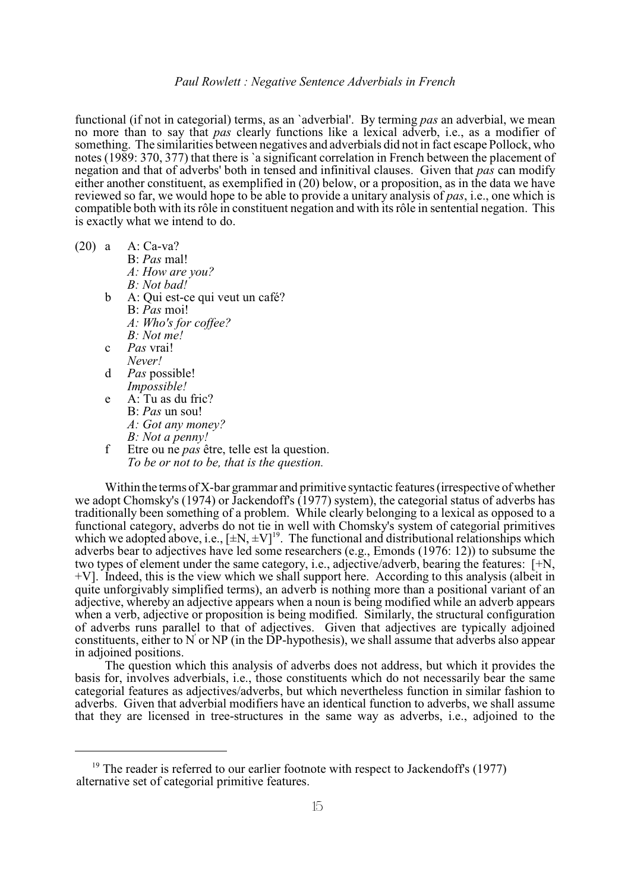functional (if not in categorial) terms, as an `adverbial'. By terming *pas* an adverbial, we mean no more than to say that *pas* clearly functions like a lexical adverb, i.e., as a modifier of something. The similarities between negatives and adverbials did not in fact escape Pollock, who notes (1989: 370, 377) that there is `a significant correlation in French between the placement of negation and that of adverbs' both in tensed and infinitival clauses. Given that *pas* can modify either another constituent, as exemplified in (20) below, or a proposition, as in the data we have reviewed so far, we would hope to be able to provide a unitary analysis of *pas*, i.e., one which is compatible both with its rôle in constituent negation and with its rôle in sentential negation. This is exactly what we intend to do.

(20) a A: Ca-va?
B: *Pas* mal!
*A: How are you?*
*B: Not bad!*

b A: Qui est-ce qui veut un café?
B: *Pas* moi!
*A: Who's for coffee?*
*B: Not me!*

c *Pas* vrai!
*Never!*

d *Pas* possible!
*Impossible!*

e A: Tu as du fric?
B: *Pas* un sou!
*A: Got any money?*
*B: Not a penny!*

f Etre ou ne *pas* être, telle est la question.
*To be or not to be, that is the question.*

Within the terms of X-bar grammar and primitive syntactic features (irrespective of whether we adopt Chomsky's (1974) or Jackendoff's (1977) system), the categorial status of adverbs has traditionally been something of a problem. While clearly belonging to a lexical as opposed to a functional category, adverbs do not tie in well with Chomsky's system of categorial primitives which we adopted above, i.e., [±N, ±V][19]. The functional and distributional relationships which adverbs bear to adjectives have led some researchers (e.g., Emonds (1976: 12)) to subsume the two types of element under the same category, i.e., adjective/adverb, bearing the features: [+N, +V]. Indeed, this is the view which we shall support here. According to this analysis (albeit in quite unforgivably simplified terms), an adverb is nothing more than a positional variant of an adjective, whereby an adjective appears when a noun is being modified while an adverb appears when a verb, adjective or proposition is being modified. Similarly, the structural configuration of adverbs runs parallel to that of adjectives. Given that adjectives are typically adjoined constituents, either to N' or NP (in the DP-hypothesis), we shall assume that adverbs also appear in adjoined positions.

The question which this analysis of adverbs does not address, but which it provides the basis for, involves adverbials, i.e., those constituents which do not necessarily bear the same categorial features as adjectives/adverbs, but which nevertheless function in similar fashion to adverbs. Given that adverbial modifiers have an identical function to adverbs, we shall assume that they are licensed in tree-structures in the same way as adverbs, i.e., adjoined to the

---

[19] The reader is referred to our earlier footnote with respect to Jackendoff's (1977) alternative set of categorial primitive features.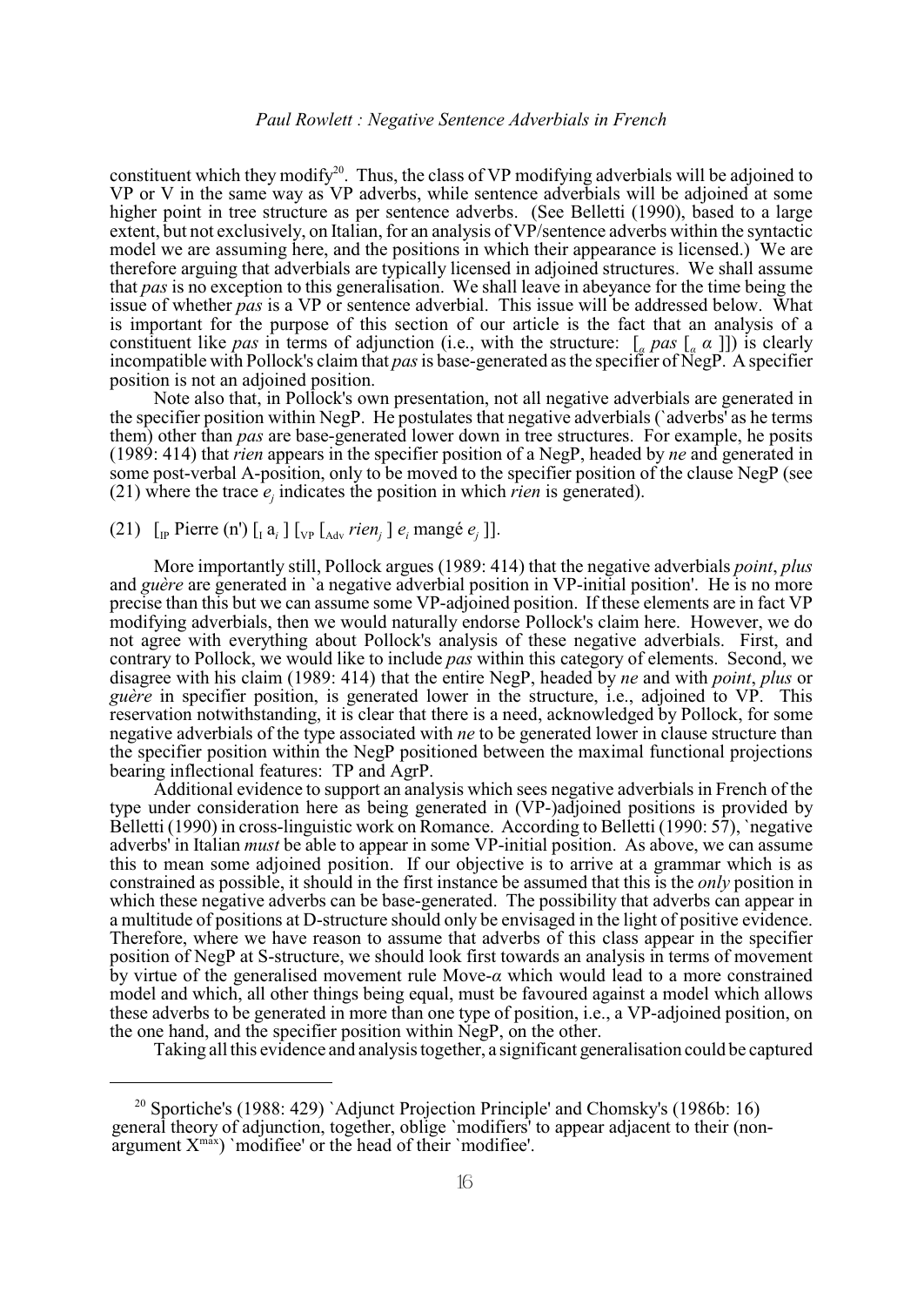constituent which they modify[20]. Thus, the class of VP modifying adverbials will be adjoined to VP or V in the same way as VP adverbs, while sentence adverbials will be adjoined at some higher point in tree structure as per sentence adverbs. (See Belletti (1990), based to a large extent, but not exclusively, on Italian, for an analysis of VP/sentence adverbs within the syntactic model we are assuming here, and the positions in which their appearance is licensed.) We are therefore arguing that adverbials are typically licensed in adjoined structures. We shall assume that *pas* is no exception to this generalisation. We shall leave in abeyance for the time being the issue of whether *pas* is a VP or sentence adverbial. This issue will be addressed below. What is important for the purpose of this section of our article is the fact that an analysis of a constituent like *pas* in terms of adjunction (i.e., with the structure: $[_{\alpha}$ *pas* $[_{\alpha}\ \alpha\ ]]$) is clearly incompatible with Pollock's claim that *pas* is base-generated as the specifier of NegP. A specifier position is not an adjoined position.

Note also that, in Pollock's own presentation, not all negative adverbials are generated in the specifier position within NegP. He postulates that negative adverbials (`adverbs' as he terms them) other than *pas* are base-generated lower down in tree structures. For example, he posits (1989: 414) that *rien* appears in the specifier position of a NegP, headed by *ne* and generated in some post-verbal A-position, only to be moved to the specifier position of the clause NegP (see (21) where the trace $e_j$ indicates the position in which *rien* is generated).

(21) $[_{IP}$ Pierre (n') $[_{I}$ a$_i$ $]$ $[_{VP}$ $[_{Adv}$ *rien*$_j$ $]$ $e_i$ mangé $e_j$ $]]$.

More importantly still, Pollock argues (1989: 414) that the negative adverbials *point*, *plus* and *guère* are generated in `a negative adverbial position in VP-initial position'. He is no more precise than this but we can assume some VP-adjoined position. If these elements are in fact VP modifying adverbials, then we would naturally endorse Pollock's claim here. However, we do not agree with everything about Pollock's analysis of these negative adverbials. First, and contrary to Pollock, we would like to include *pas* within this category of elements. Second, we disagree with his claim (1989: 414) that the entire NegP, headed by *ne* and with *point*, *plus* or *guère* in specifier position, is generated lower in the structure, i.e., adjoined to VP. This reservation notwithstanding, it is clear that there is a need, acknowledged by Pollock, for some negative adverbials of the type associated with *ne* to be generated lower in clause structure than the specifier position within the NegP positioned between the maximal functional projections bearing inflectional features: TP and AgrP.

Additional evidence to support an analysis which sees negative adverbials in French of the type under consideration here as being generated in (VP-)adjoined positions is provided by Belletti (1990) in cross-linguistic work on Romance. According to Belletti (1990: 57), `negative adverbs' in Italian *must* be able to appear in some VP-initial position. As above, we can assume this to mean some adjoined position. If our objective is to arrive at a grammar which is as constrained as possible, it should in the first instance be assumed that this is the *only* position in which these negative adverbs can be base-generated. The possibility that adverbs can appear in a multitude of positions at D-structure should only be envisaged in the light of positive evidence. Therefore, where we have reason to assume that adverbs of this class appear in the specifier position of NegP at S-structure, we should look first towards an analysis in terms of movement by virtue of the generalised movement rule Move-*α* which would lead to a more constrained model and which, all other things being equal, must be favoured against a model which allows these adverbs to be generated in more than one type of position, i.e., a VP-adjoined position, on the one hand, and the specifier position within NegP, on the other.

Taking all this evidence and analysis together, a significant generalisation could be captured

---

[20] Sportiche's (1988: 429) `Adjunct Projection Principle' and Chomsky's (1986b: 16) general theory of adjunction, together, oblige `modifiers' to appear adjacent to their (non-argument $X^{max}$) `modifiee' or the head of their `modifiee'.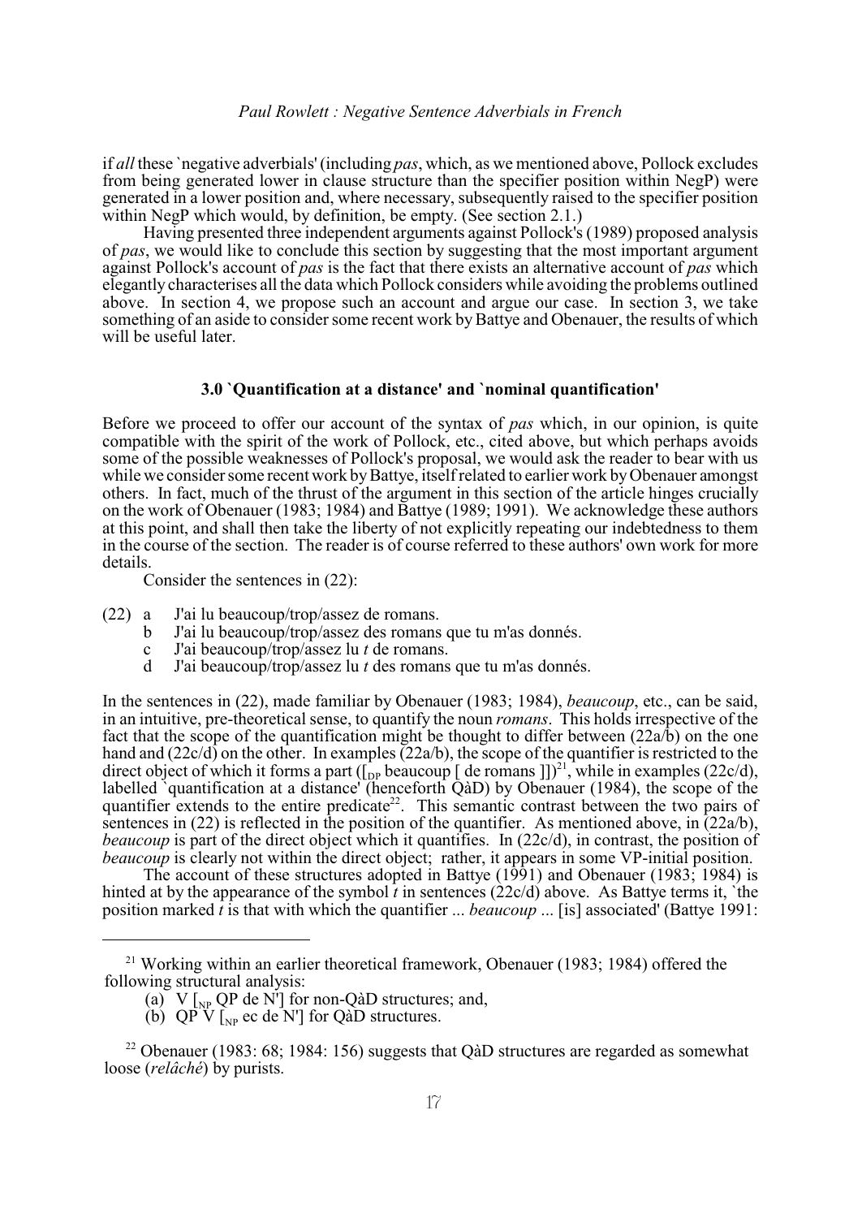if *all* these `negative adverbials' (including *pas*, which, as we mentioned above, Pollock excludes from being generated lower in clause structure than the specifier position within NegP) were generated in a lower position and, where necessary, subsequently raised to the specifier position within NegP which would, by definition, be empty. (See section 2.1.)

Having presented three independent arguments against Pollock's (1989) proposed analysis of *pas*, we would like to conclude this section by suggesting that the most important argument against Pollock's account of *pas* is the fact that there exists an alternative account of *pas* which elegantly characterises all the data which Pollock considers while avoiding the problems outlined above. In section 4, we propose such an account and argue our case. In section 3, we take something of an aside to consider some recent work by Battye and Obenauer, the results of which will be useful later.

### 3.0 `Quantification at a distance' and `nominal quantification'

Before we proceed to offer our account of the syntax of *pas* which, in our opinion, is quite compatible with the spirit of the work of Pollock, etc., cited above, but which perhaps avoids some of the possible weaknesses of Pollock's proposal, we would ask the reader to bear with us while we consider some recent work by Battye, itself related to earlier work by Obenauer amongst others. In fact, much of the thrust of the argument in this section of the article hinges crucially on the work of Obenauer (1983; 1984) and Battye (1989; 1991). We acknowledge these authors at this point, and shall then take the liberty of not explicitly repeating our indebtedness to them in the course of the section. The reader is of course referred to these authors' own work for more details.

Consider the sentences in (22):

(22) a J'ai lu beaucoup/trop/assez de romans.
b J'ai lu beaucoup/trop/assez des romans que tu m'as donnés.
c J'ai beaucoup/trop/assez lu *t* de romans.
d J'ai beaucoup/trop/assez lu *t* des romans que tu m'as donnés.

In the sentences in (22), made familiar by Obenauer (1983; 1984), *beaucoup*, etc., can be said, in an intuitive, pre-theoretical sense, to quantify the noun *romans*. This holds irrespective of the fact that the scope of the quantification might be thought to differ between (22a/b) on the one hand and (22c/d) on the other. In examples (22a/b), the scope of the quantifier is restricted to the direct object of which it forms a part ($[_{DP}$ beaucoup [ de romans ]])[21], while in examples (22c/d), labelled `quantification at a distance' (henceforth QàD) by Obenauer (1984), the scope of the quantifier extends to the entire predicate[22]. This semantic contrast between the two pairs of sentences in (22) is reflected in the position of the quantifier. As mentioned above, in (22a/b), *beaucoup* is part of the direct object which it quantifies. In (22c/d), in contrast, the position of *beaucoup* is clearly not within the direct object; rather, it appears in some VP-initial position.

The account of these structures adopted in Battye (1991) and Obenauer (1983; 1984) is hinted at by the appearance of the symbol *t* in sentences (22c/d) above. As Battye terms it, `the position marked *t* is that with which the quantifier ... *beaucoup* ... [is] associated' (Battye 1991:

---

[21] Working within an earlier theoretical framework, Obenauer (1983; 1984) offered the following structural analysis:

(a) V $[_{NP}$ QP de N'] for non-QàD structures; and,
(b) QP V $[_{NP}$ ec de N'] for QàD structures.

[22] Obenauer (1983: 68; 1984: 156) suggests that QàD structures are regarded as somewhat loose (*relâché*) by purists.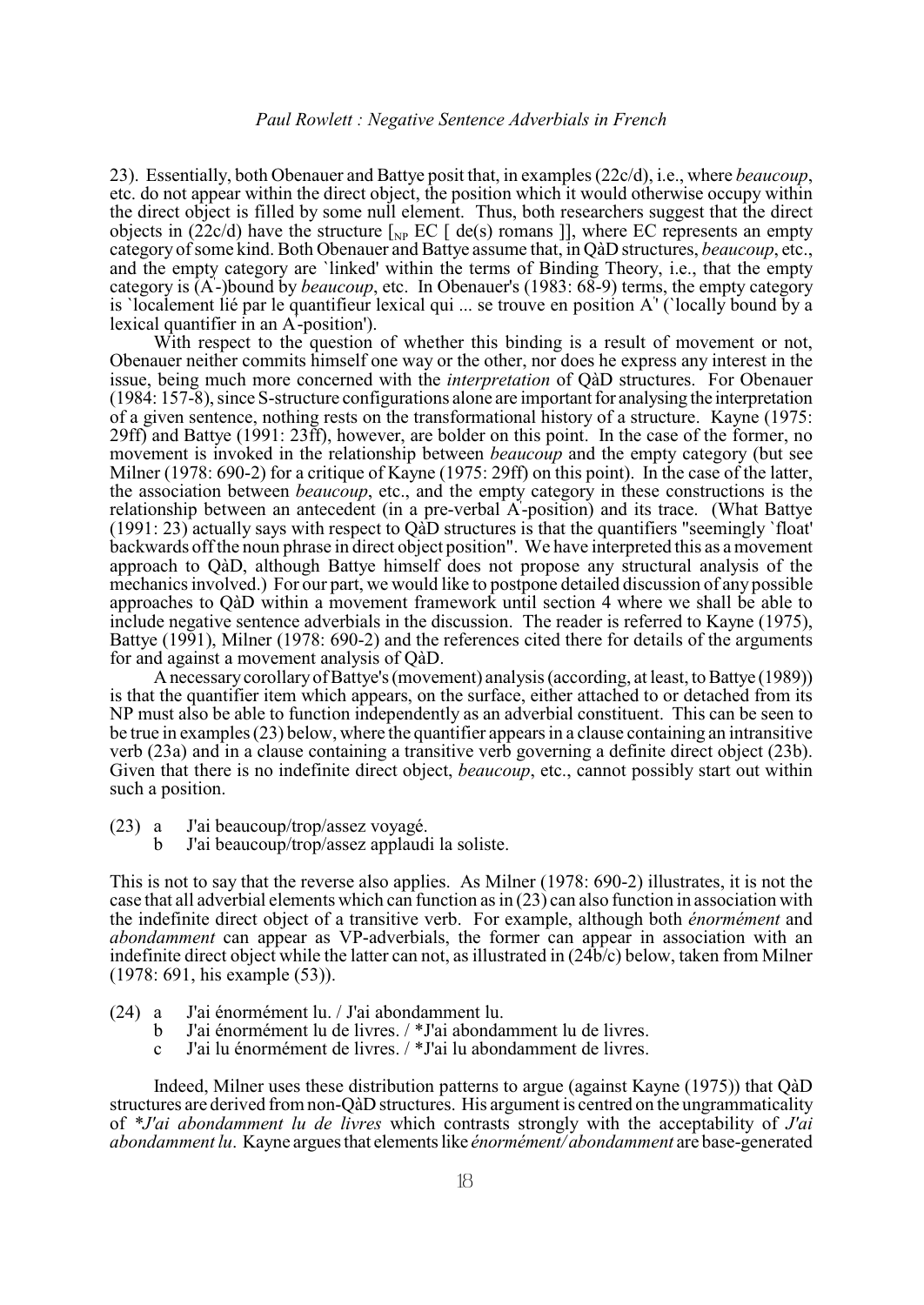23). Essentially, both Obenauer and Battye posit that, in examples (22c/d), i.e., where *beaucoup*, etc. do not appear within the direct object, the position which it would otherwise occupy within the direct object is filled by some null element. Thus, both researchers suggest that the direct objects in (22c/d) have the structure [$_{NP}$ EC [ de(s) romans ]], where EC represents an empty category of some kind. Both Obenauer and Battye assume that, in QàD structures, *beaucoup*, etc., and the empty category are `linked' within the terms of Binding Theory, i.e., that the empty category is (A'-)bound by *beaucoup*, etc. In Obenauer's (1983: 68-9) terms, the empty category is `localement lié par le quantifieur lexical qui ... se trouve en position A'' (`locally bound by a lexical quantifier in an A'-position').

With respect to the question of whether this binding is a result of movement or not, Obenauer neither commits himself one way or the other, nor does he express any interest in the issue, being much more concerned with the *interpretation* of QàD structures. For Obenauer (1984: 157-8), since S-structure configurations alone are important for analysing the interpretation of a given sentence, nothing rests on the transformational history of a structure. Kayne (1975: 29ff) and Battye (1991: 23ff), however, are bolder on this point. In the case of the former, no movement is invoked in the relationship between *beaucoup* and the empty category (but see Milner (1978: 690-2) for a critique of Kayne (1975: 29ff) on this point). In the case of the latter, the association between *beaucoup*, etc., and the empty category in these constructions is the relationship between an antecedent (in a pre-verbal A'-position) and its trace. (What Battye (1991: 23) actually says with respect to QàD structures is that the quantifiers "seemingly `float' backwards off the noun phrase in direct object position". We have interpreted this as a movement approach to QàD, although Battye himself does not propose any structural analysis of the mechanics involved.) For our part, we would like to postpone detailed discussion of any possible approaches to QàD within a movement framework until section 4 where we shall be able to include negative sentence adverbials in the discussion. The reader is referred to Kayne (1975), Battye (1991), Milner (1978: 690-2) and the references cited there for details of the arguments for and against a movement analysis of QàD.

A necessary corollary of Battye's (movement) analysis (according, at least, to Battye (1989)) is that the quantifier item which appears, on the surface, either attached to or detached from its NP must also be able to function independently as an adverbial constituent. This can be seen to be true in examples (23) below, where the quantifier appears in a clause containing an intransitive verb (23a) and in a clause containing a transitive verb governing a definite direct object (23b). Given that there is no indefinite direct object, *beaucoup*, etc., cannot possibly start out within such a position.

(23) a J'ai beaucoup/trop/assez voyagé.
 b J'ai beaucoup/trop/assez applaudi la soliste.

This is not to say that the reverse also applies. As Milner (1978: 690-2) illustrates, it is not the case that all adverbial elements which can function as in (23) can also function in association with the indefinite direct object of a transitive verb. For example, although both *énormément* and *abondamment* can appear as VP-adverbials, the former can appear in association with an indefinite direct object while the latter can not, as illustrated in (24b/c) below, taken from Milner (1978: 691, his example (53)).

(24) a J'ai énormément lu. / J'ai abondamment lu.
 b J'ai énormément lu de livres. / *J'ai abondamment lu de livres.
 c J'ai lu énormément de livres. / *J'ai lu abondamment de livres.

Indeed, Milner uses these distribution patterns to argue (against Kayne (1975)) that QàD structures are derived from non-QàD structures. His argument is centred on the ungrammaticality of **J'ai abondamment lu de livres* which contrasts strongly with the acceptability of *J'ai abondamment lu*. Kayne argues that elements like *énormément/abondamment* are base-generated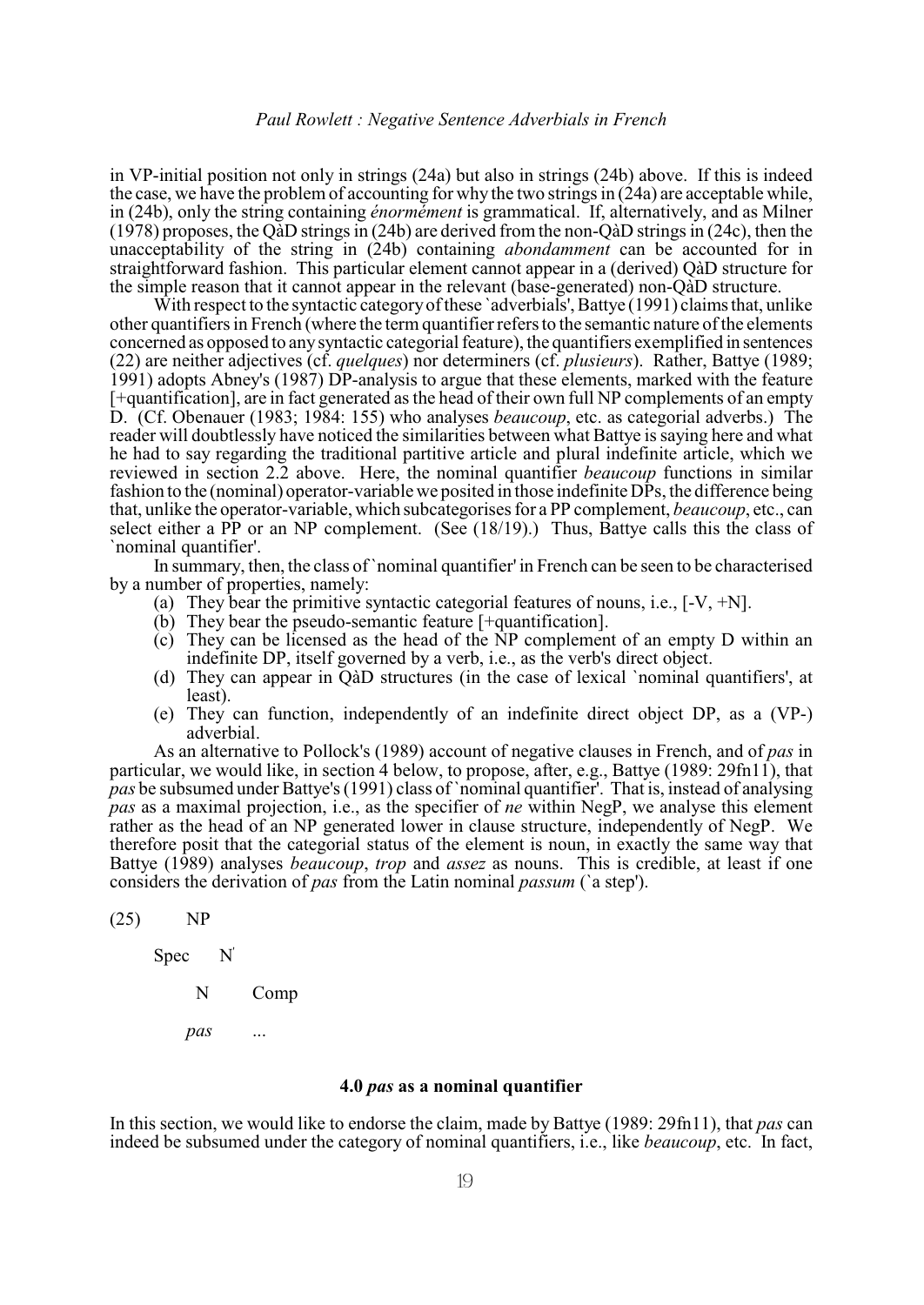in VP-initial position not only in strings (24a) but also in strings (24b) above. If this is indeed the case, we have the problem of accounting for why the two strings in (24a) are acceptable while, in (24b), only the string containing *énormément* is grammatical. If, alternatively, and as Milner (1978) proposes, the QàD strings in (24b) are derived from the non-QàD strings in (24c), then the unacceptability of the string in (24b) containing *abondamment* can be accounted for in straightforward fashion. This particular element cannot appear in a (derived) QàD structure for the simple reason that it cannot appear in the relevant (base-generated) non-QàD structure.

With respect to the syntactic category of these `adverbials', Battye (1991) claims that, unlike other quantifiers in French (where the term quantifier refers to the semantic nature of the elements concerned as opposed to any syntactic categorial feature), the quantifiers exemplified in sentences (22) are neither adjectives (cf. *quelques*) nor determiners (cf. *plusieurs*). Rather, Battye (1989; 1991) adopts Abney's (1987) DP-analysis to argue that these elements, marked with the feature [+quantification], are in fact generated as the head of their own full NP complements of an empty D. (Cf. Obenauer (1983; 1984: 155) who analyses *beaucoup*, etc. as categorial adverbs.) The reader will doubtlessly have noticed the similarities between what Battye is saying here and what he had to say regarding the traditional partitive article and plural indefinite article, which we reviewed in section 2.2 above. Here, the nominal quantifier *beaucoup* functions in similar fashion to the (nominal) operator-variable we posited in those indefinite DPs, the difference being that, unlike the operator-variable, which subcategorises for a PP complement, *beaucoup*, etc., can select either a PP or an NP complement. (See (18/19).) Thus, Battye calls this the class of `nominal quantifier'.

In summary, then, the class of `nominal quantifier' in French can be seen to be characterised by a number of properties, namely:

(a) They bear the primitive syntactic categorial features of nouns, i.e., [-V, +N].
(b) They bear the pseudo-semantic feature [+quantification].
(c) They can be licensed as the head of the NP complement of an empty D within an indefinite DP, itself governed by a verb, i.e., as the verb's direct object.
(d) They can appear in QàD structures (in the case of lexical `nominal quantifiers', at least).
(e) They can function, independently of an indefinite direct object DP, as a (VP-) adverbial.

As an alternative to Pollock's (1989) account of negative clauses in French, and of *pas* in particular, we would like, in section 4 below, to propose, after, e.g., Battye (1989: 29fn11), that *pas* be subsumed under Battye's (1991) class of `nominal quantifier'. That is, instead of analysing *pas* as a maximal projection, i.e., as the specifier of *ne* within NegP, we analyse this element rather as the head of an NP generated lower in clause structure, independently of NegP. We therefore posit that the categorial status of the element is noun, in exactly the same way that Battye (1989) analyses *beaucoup*, *trop* and *assez* as nouns. This is credible, at least if one considers the derivation of *pas* from the Latin nominal *passum* (`a step').

```
(25)    NP

        Spec    N'

                N       Comp

                pas     ...
```

### 4.0 *pas* as a nominal quantifier

In this section, we would like to endorse the claim, made by Battye (1989: 29fn11), that *pas* can indeed be subsumed under the category of nominal quantifiers, i.e., like *beaucoup*, etc. In fact,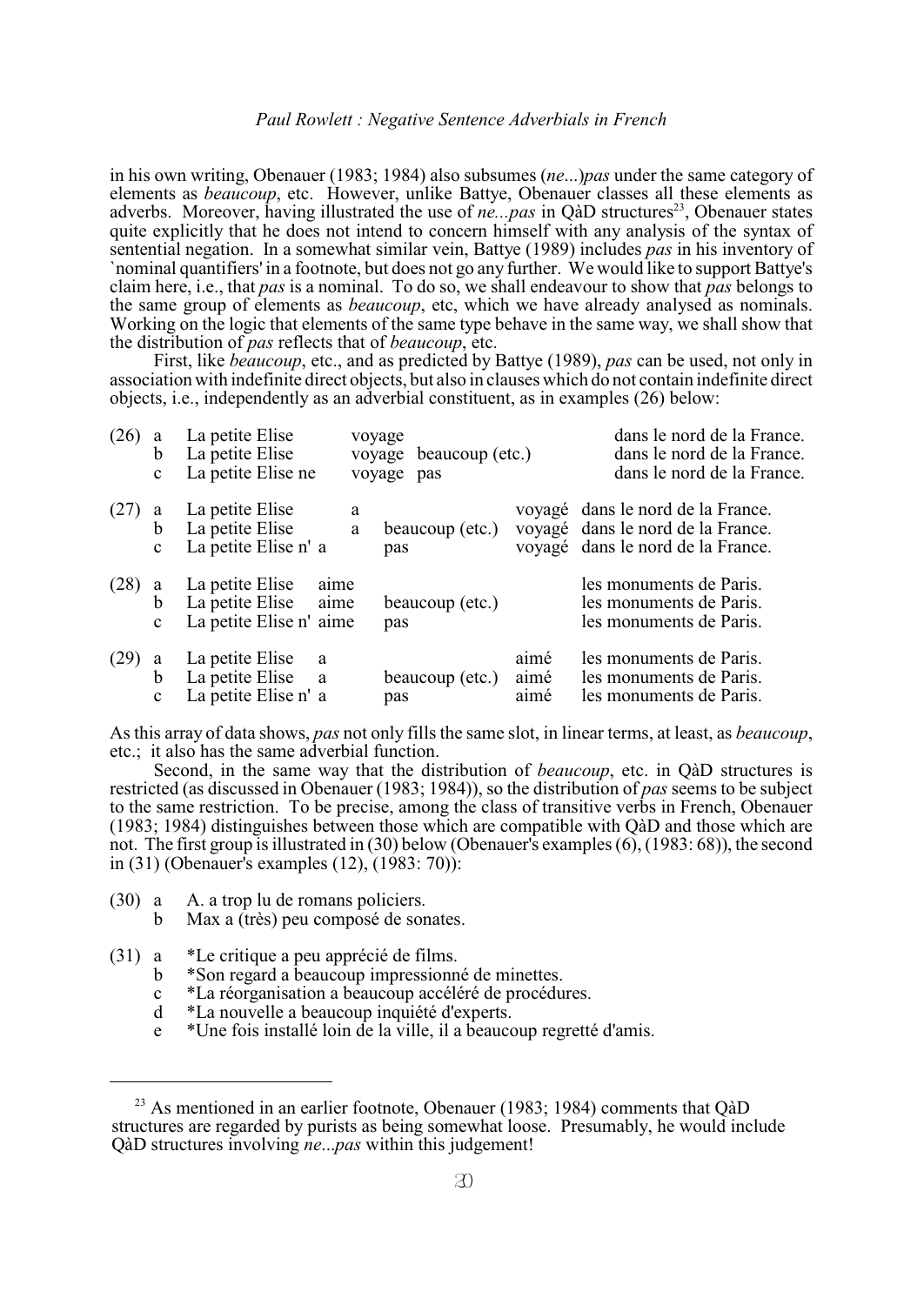in his own writing, Obenauer (1983; 1984) also subsumes (*ne*...)*pas* under the same category of elements as *beaucoup*, etc. However, unlike Battye, Obenauer classes all these elements as adverbs. Moreover, having illustrated the use of *ne...pas* in QàD structures[23], Obenauer states quite explicitly that he does not intend to concern himself with any analysis of the syntax of sentential negation. In a somewhat similar vein, Battye (1989) includes *pas* in his inventory of `nominal quantifiers' in a footnote, but does not go any further. We would like to support Battye's claim here, i.e., that *pas* is a nominal. To do so, we shall endeavour to show that *pas* belongs to the same group of elements as *beaucoup*, etc, which we have already analysed as nominals. Working on the logic that elements of the same type behave in the same way, we shall show that the distribution of *pas* reflects that of *beaucoup*, etc.

First, like *beaucoup*, etc., and as predicted by Battye (1989), *pas* can be used, not only in association with indefinite direct objects, but also in clauses which do not contain indefinite direct objects, i.e., independently as an adverbial constituent, as in examples (26) below:

| | | | | | | |
|---|---|---|---|---|---|---|
| (26) | a | La petite Elise | voyage | | | dans le nord de la France. |
| | b | La petite Elise | voyage | beaucoup (etc.) | | dans le nord de la France. |
| | c | La petite Elise ne | voyage | pas | | dans le nord de la France. |
| (27) | a | La petite Elise | a | | voyagé | dans le nord de la France. |
| | b | La petite Elise | a | beaucoup (etc.) | voyagé | dans le nord de la France. |
| | c | La petite Elise n' | a | pas | voyagé | dans le nord de la France. |
| (28) | a | La petite Elise | aime | | | les monuments de Paris. |
| | b | La petite Elise | aime | beaucoup (etc.) | | les monuments de Paris. |
| | c | La petite Elise n' | aime | pas | | les monuments de Paris. |
| (29) | a | La petite Elise | a | | aimé | les monuments de Paris. |
| | b | La petite Elise | a | beaucoup (etc.) | aimé | les monuments de Paris. |
| | c | La petite Elise n' | a | pas | aimé | les monuments de Paris. |

As this array of data shows, *pas* not only fills the same slot, in linear terms, at least, as *beaucoup*, etc.; it also has the same adverbial function.

Second, in the same way that the distribution of *beaucoup*, etc. in QàD structures is restricted (as discussed in Obenauer (1983; 1984)), so the distribution of *pas* seems to be subject to the same restriction. To be precise, among the class of transitive verbs in French, Obenauer (1983; 1984) distinguishes between those which are compatible with QàD and those which are not. The first group is illustrated in (30) below (Obenauer's examples (6), (1983: 68)), the second in (31) (Obenauer's examples (12), (1983: 70)):

(30) a A. a trop lu de romans policiers.
b Max a (très) peu composé de sonates.

(31) a *Le critique a peu apprécié de films.
b *Son regard a beaucoup impressionné de minettes.
c *La réorganisation a beaucoup accéléré de procédures.
d *La nouvelle a beaucoup inquiété d'experts.
e *Une fois installé loin de la ville, il a beaucoup regretté d'amis.

[23] As mentioned in an earlier footnote, Obenauer (1983; 1984) comments that QàD structures are regarded by purists as being somewhat loose. Presumably, he would include QàD structures involving *ne*...*pas* within this judgement!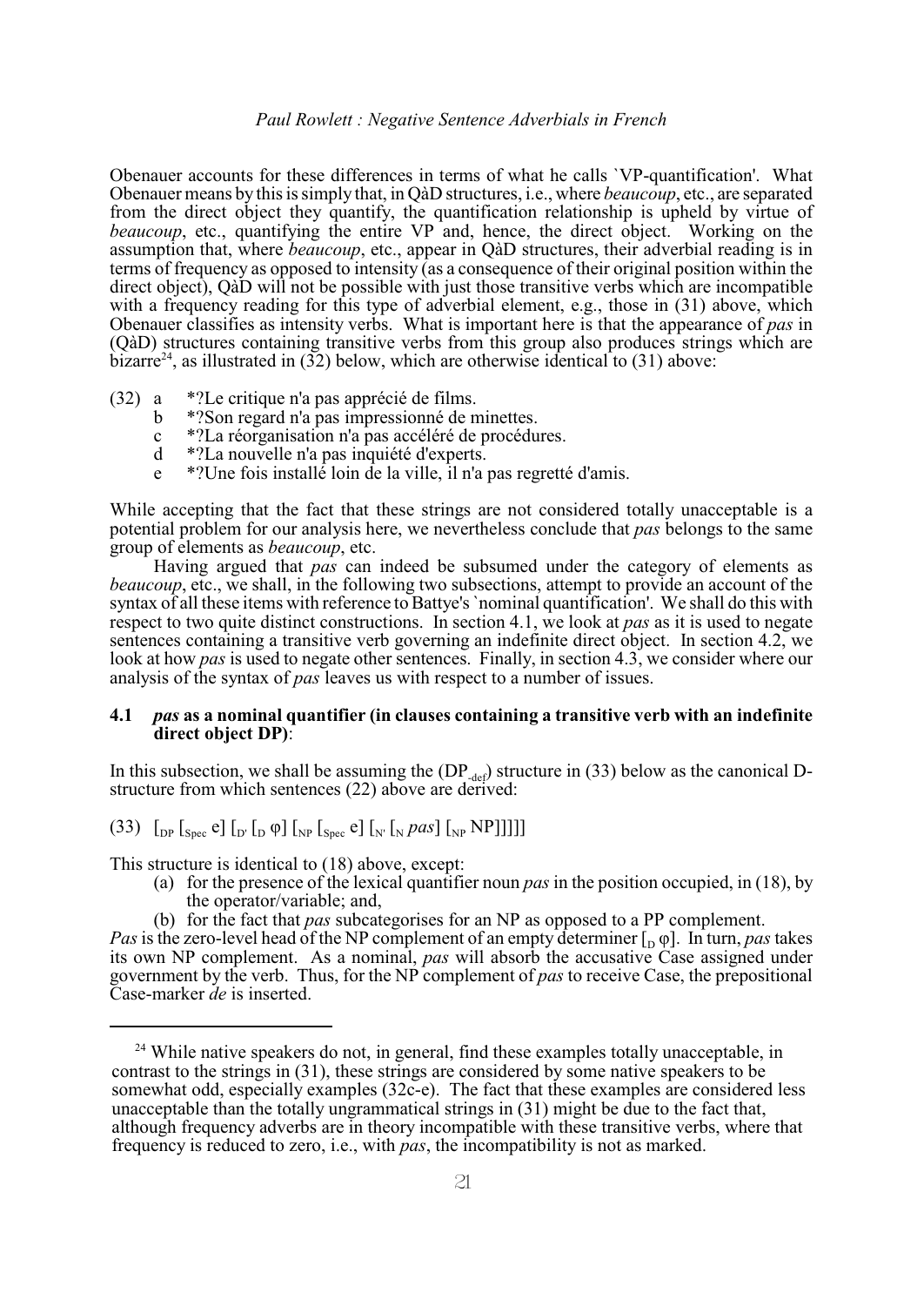Obenauer accounts for these differences in terms of what he calls `VP-quantification'. What Obenauer means by this is simply that, in QàD structures, i.e., where *beaucoup*, etc., are separated from the direct object they quantify, the quantification relationship is upheld by virtue of *beaucoup*, etc., quantifying the entire VP and, hence, the direct object. Working on the assumption that, where *beaucoup*, etc., appear in QàD structures, their adverbial reading is in terms of frequency as opposed to intensity (as a consequence of their original position within the direct object), QàD will not be possible with just those transitive verbs which are incompatible with a frequency reading for this type of adverbial element, e.g., those in (31) above, which Obenauer classifies as intensity verbs. What is important here is that the appearance of *pas* in (QàD) structures containing transitive verbs from this group also produces strings which are bizarre[24], as illustrated in (32) below, which are otherwise identical to (31) above:

(32) a *?Le critique n'a pas apprécié de films.
 b *?Son regard n'a pas impressionné de minettes.
 c *?La réorganisation n'a pas accéléré de procédures.
 d *?La nouvelle n'a pas inquiété d'experts.
 e *?Une fois installé loin de la ville, il n'a pas regretté d'amis.

While accepting that the fact that these strings are not considered totally unacceptable is a potential problem for our analysis here, we nevertheless conclude that *pas* belongs to the same group of elements as *beaucoup*, etc.

Having argued that *pas* can indeed be subsumed under the category of elements as *beaucoup*, etc., we shall, in the following two subsections, attempt to provide an account of the syntax of all these items with reference to Battye's `nominal quantification'. We shall do this with respect to two quite distinct constructions. In section 4.1, we look at *pas* as it is used to negate sentences containing a transitive verb governing an indefinite direct object. In section 4.2, we look at how *pas* is used to negate other sentences. Finally, in section 4.3, we consider where our analysis of the syntax of *pas* leaves us with respect to a number of issues.

### 4.1 *pas* as a nominal quantifier (in clauses containing a transitive verb with an indefinite direct object DP):

In this subsection, we shall be assuming the ($DP_{-def}$) structure in (33) below as the canonical D-structure from which sentences (22) above are derived:

(33) $[_{DP}\ [_{Spec}\ e]\ [_{D'}\ [_{D}\ \varphi]\ [_{NP}\ [_{Spec}\ e]\ [_{N'}\ [_{N}\ \textit{pas}]\ [_{NP}\ NP]]]]]$

This structure is identical to (18) above, except:

(a) for the presence of the lexical quantifier noun *pas* in the position occupied, in (18), by the operator/variable; and,

(b) for the fact that *pas* subcategorises for an NP as opposed to a PP complement.

*Pas* is the zero-level head of the NP complement of an empty determiner $[_{D}\ \varphi]$. In turn, *pas* takes its own NP complement. As a nominal, *pas* will absorb the accusative Case assigned under government by the verb. Thus, for the NP complement of *pas* to receive Case, the prepositional Case-marker *de* is inserted.

---

[24] While native speakers do not, in general, find these examples totally unacceptable, in contrast to the strings in (31), these strings are considered by some native speakers to be somewhat odd, especially examples (32c-e). The fact that these examples are considered less unacceptable than the totally ungrammatical strings in (31) might be due to the fact that, although frequency adverbs are in theory incompatible with these transitive verbs, where that frequency is reduced to zero, i.e., with *pas*, the incompatibility is not as marked.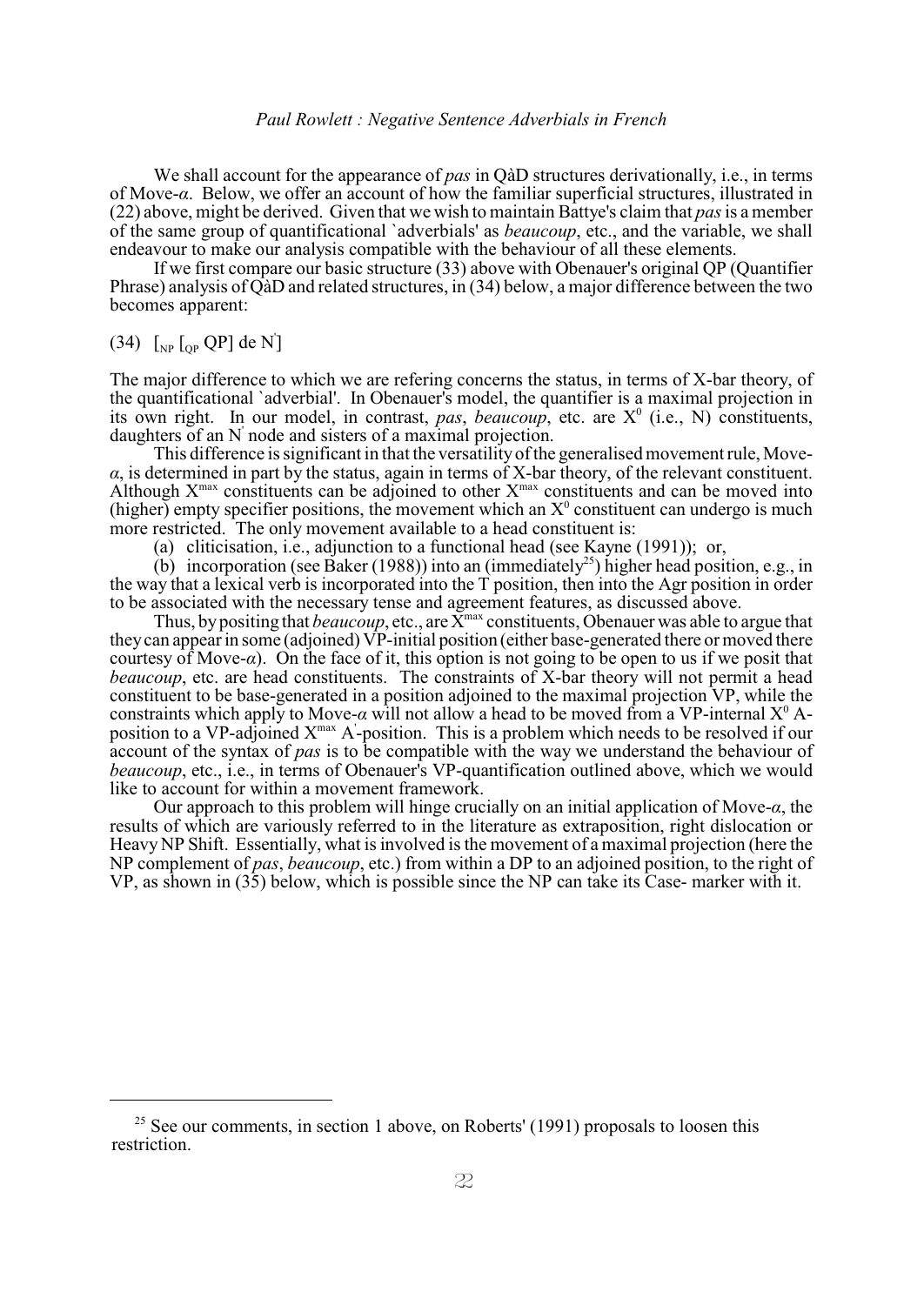We shall account for the appearance of *pas* in QàD structures derivationally, i.e., in terms of Move-*α*. Below, we offer an account of how the familiar superficial structures, illustrated in (22) above, might be derived. Given that we wish to maintain Battye's claim that *pas* is a member of the same group of quantificational `adverbials' as *beaucoup*, etc., and the variable, we shall endeavour to make our analysis compatible with the behaviour of all these elements.

If we first compare our basic structure (33) above with Obenauer's original QP (Quantifier Phrase) analysis of QàD and related structures, in (34) below, a major difference between the two becomes apparent:

(34) $[_{NP}$ $[_{QP}$ QP] de N$']$

The major difference to which we are refering concerns the status, in terms of X-bar theory, of the quantificational `adverbial'. In Obenauer's model, the quantifier is a maximal projection in its own right. In our model, in contrast, *pas*, *beaucoup*, etc. are $X^0$ (i.e., N) constituents, daughters of an N$'$ node and sisters of a maximal projection.

This difference is significant in that the versatility of the generalised movement rule, Move-*α*, is determined in part by the status, again in terms of X-bar theory, of the relevant constituent. Although $X^{max}$ constituents can be adjoined to other $X^{max}$ constituents and can be moved into (higher) empty specifier positions, the movement which an $X^0$ constituent can undergo is much more restricted. The only movement available to a head constituent is:

(a) cliticisation, i.e., adjunction to a functional head (see Kayne (1991)); or,

(b) incorporation (see Baker (1988)) into an (immediately[25]) higher head position, e.g., in the way that a lexical verb is incorporated into the T position, then into the Agr position in order to be associated with the necessary tense and agreement features, as discussed above.

Thus, by positing that *beaucoup*, etc., are $X^{max}$ constituents, Obenauer was able to argue that they can appear in some (adjoined) VP-initial position (either base-generated there or moved there courtesy of Move-*α*). On the face of it, this option is not going to be open to us if we posit that *beaucoup*, etc. are head constituents. The constraints of X-bar theory will not permit a head constituent to be base-generated in a position adjoined to the maximal projection VP, while the constraints which apply to Move-*α* will not allow a head to be moved from a VP-internal $X^0$ A-position to a VP-adjoined $X^{max}$ A$'$-position. This is a problem which needs to be resolved if our account of the syntax of *pas* is to be compatible with the way we understand the behaviour of *beaucoup*, etc., i.e., in terms of Obenauer's VP-quantification outlined above, which we would like to account for within a movement framework.

Our approach to this problem will hinge crucially on an initial application of Move-*α*, the results of which are variously referred to in the literature as extraposition, right dislocation or Heavy NP Shift. Essentially, what is involved is the movement of a maximal projection (here the NP complement of *pas*, *beaucoup*, etc.) from within a DP to an adjoined position, to the right of VP, as shown in (35) below, which is possible since the NP can take its Case- marker with it.

---

[25] See our comments, in section 1 above, on Roberts' (1991) proposals to loosen this restriction.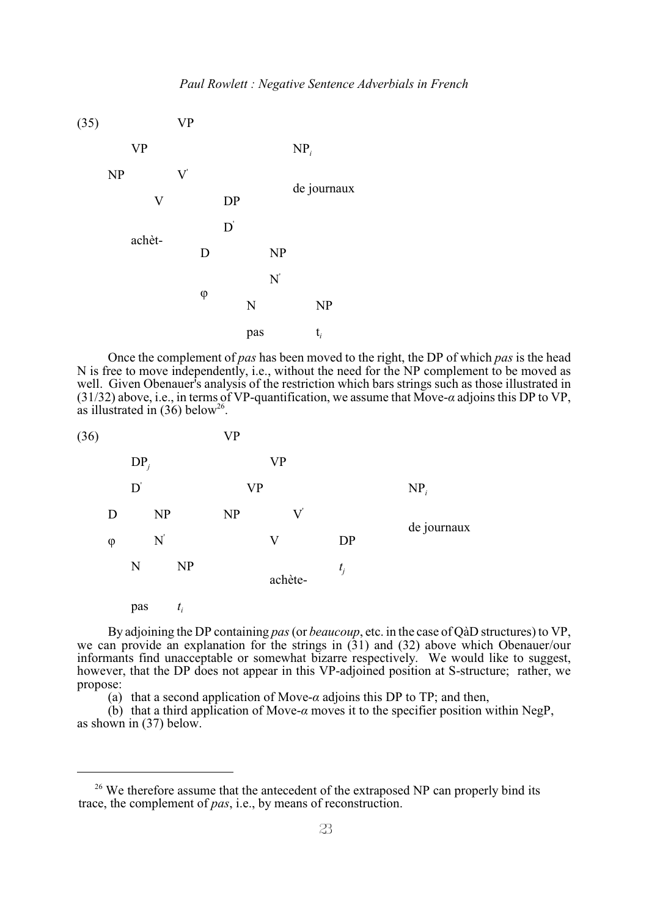(35)

```
                VP
        VP                      NP_i
  NP          V'
                                de journaux
        V           DP
                    D'
     achèt-
                D         NP
                          N'
                φ
                      N         NP

                      pas       t_i
```

Once the complement of *pas* has been moved to the right, the DP of which *pas* is the head N is free to move independently, i.e., without the need for the NP complement to be moved as well. Given Obenauer's analysis of the restriction which bars strings such as those illustrated in (31/32) above, i.e., in terms of VP-quantification, we assume that Move-*α* adjoins this DP to VP, as illustrated in (36) below[26].

(36)

```
                        VP
     DP_j                      VP
     D'                  VP                        NP_i
  D      NP          NP       V'
                                                   de journaux
  φ      N'                   V          DP
     N       NP                          t_j
                              achète-
     pas     t_i
```

By adjoining the DP containing *pas* (or *beaucoup*, etc. in the case of QàD structures) to VP, we can provide an explanation for the strings in (31) and (32) above which Obenauer/our informants find unacceptable or somewhat bizarre respectively. We would like to suggest, however, that the DP does not appear in this VP-adjoined position at S-structure; rather, we propose:

(a) that a second application of Move-*α* adjoins this DP to TP; and then,

(b) that a third application of Move-*α* moves it to the specifier position within NegP, as shown in (37) below.

---

[26] We therefore assume that the antecedent of the extraposed NP can properly bind its trace, the complement of *pas*, i.e., by means of reconstruction.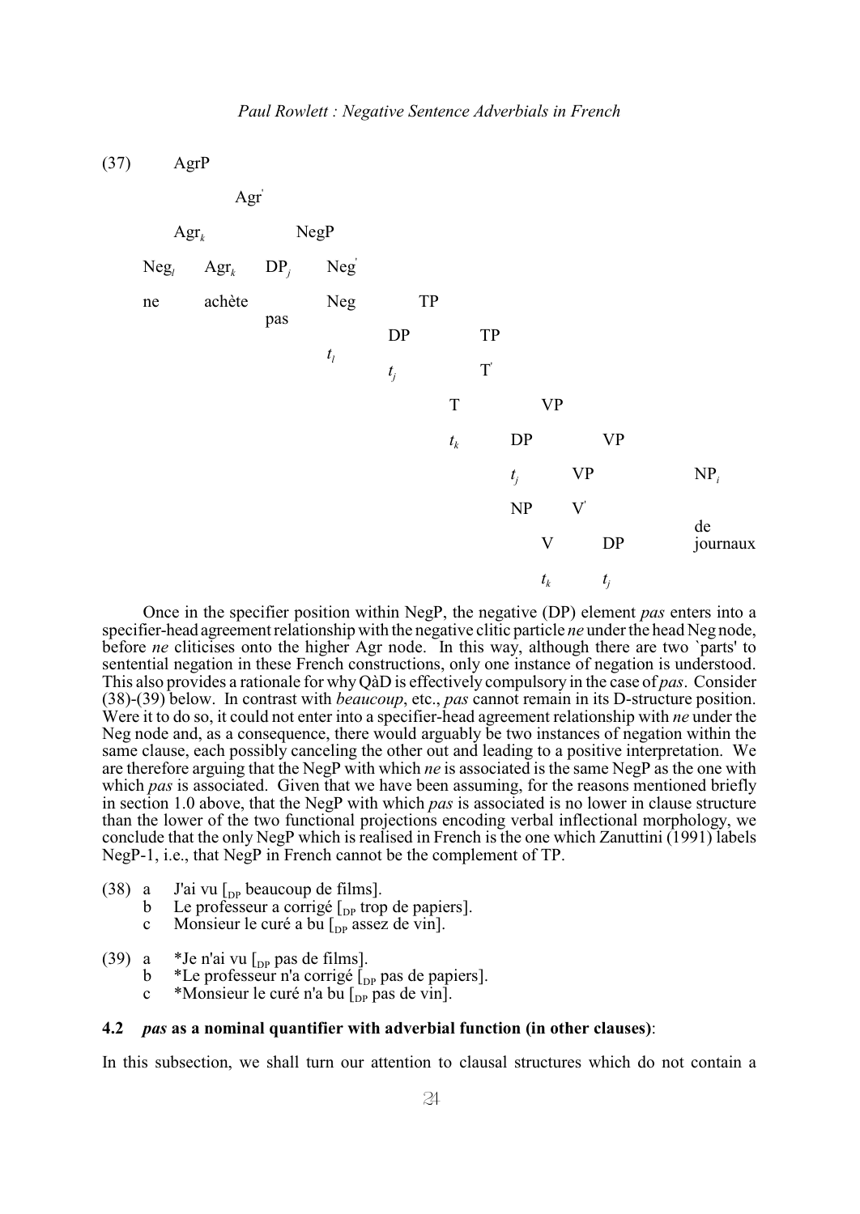(37)

```
AgrP
        Agr'
   Agr_k              NegP
Neg_l    Agr_k     DP_j      Neg'
ne       achète    pas       Neg        TP
                             t_l     DP          TP
                                     t_j         T'
                                            T          VP
                                            t_k    DP        VP
                                                   t_j    VP            NP_i
                                                   NP     V'            de
                                                       V      DP        journaux
                                                       t_k    t_j
```

Once in the specifier position within NegP, the negative (DP) element *pas* enters into a specifier-head agreement relationship with the negative clitic particle *ne* under the head Neg node, before *ne* cliticises onto the higher Agr node. In this way, although there are two `parts' to sentential negation in these French constructions, only one instance of negation is understood. This also provides a rationale for why QàD is effectively compulsory in the case of *pas*. Consider (38)-(39) below. In contrast with *beaucoup*, etc., *pas* cannot remain in its D-structure position. Were it to do so, it could not enter into a specifier-head agreement relationship with *ne* under the Neg node and, as a consequence, there would arguably be two instances of negation within the same clause, each possibly canceling the other out and leading to a positive interpretation. We are therefore arguing that the NegP with which *ne* is associated is the same NegP as the one with which *pas* is associated. Given that we have been assuming, for the reasons mentioned briefly in section 1.0 above, that the NegP with which *pas* is associated is no lower in clause structure than the lower of the two functional projections encoding verbal inflectional morphology, we conclude that the only NegP which is realised in French is the one which Zanuttini (1991) labels NegP-1, i.e., that NegP in French cannot be the complement of TP.

(38) a J'ai vu [$_{DP}$ beaucoup de films].
 b Le professeur a corrigé [$_{DP}$ trop de papiers].
 c Monsieur le curé a bu [$_{DP}$ assez de vin].

(39) a *Je n'ai vu [$_{DP}$ pas de films].
 b *Le professeur n'a corrigé [$_{DP}$ pas de papiers].
 c *Monsieur le curé n'a bu [$_{DP}$ pas de vin].

### 4.2 *pas* as a nominal quantifier with adverbial function (in other clauses):

In this subsection, we shall turn our attention to clausal structures which do not contain a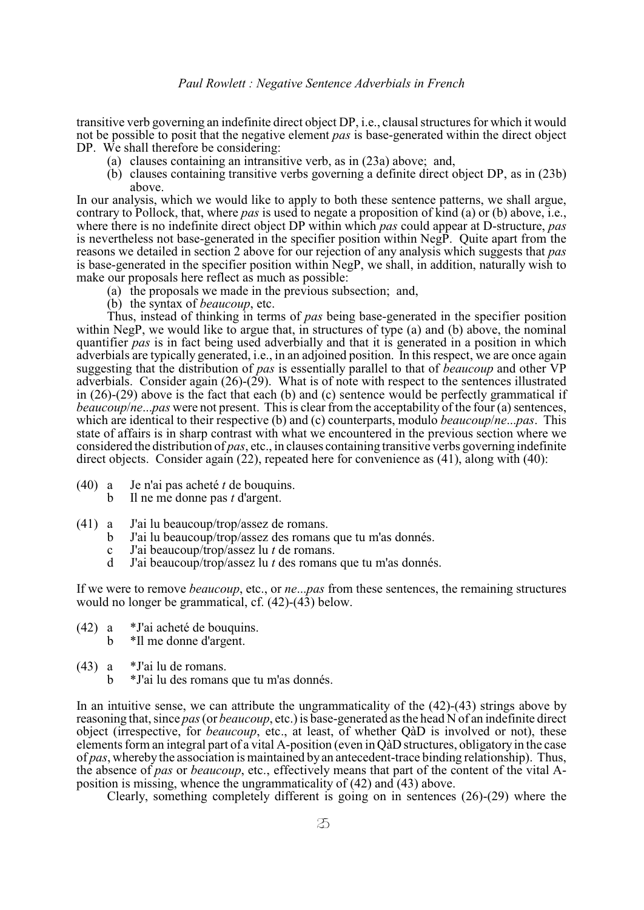transitive verb governing an indefinite direct object DP, i.e., clausal structures for which it would not be possible to posit that the negative element *pas* is base-generated within the direct object DP. We shall therefore be considering:

(a) clauses containing an intransitive verb, as in (23a) above; and,
(b) clauses containing transitive verbs governing a definite direct object DP, as in (23b) above.

In our analysis, which we would like to apply to both these sentence patterns, we shall argue, contrary to Pollock, that, where *pas* is used to negate a proposition of kind (a) or (b) above, i.e., where there is no indefinite direct object DP within which *pas* could appear at D-structure, *pas* is nevertheless not base-generated in the specifier position within NegP. Quite apart from the reasons we detailed in section 2 above for our rejection of any analysis which suggests that *pas* is base-generated in the specifier position within NegP, we shall, in addition, naturally wish to make our proposals here reflect as much as possible:

(a) the proposals we made in the previous subsection; and,
(b) the syntax of *beaucoup*, etc.

Thus, instead of thinking in terms of *pas* being base-generated in the specifier position within NegP, we would like to argue that, in structures of type (a) and (b) above, the nominal quantifier *pas* is in fact being used adverbially and that it is generated in a position in which adverbials are typically generated, i.e., in an adjoined position. In this respect, we are once again suggesting that the distribution of *pas* is essentially parallel to that of *beaucoup* and other VP adverbials. Consider again (26)-(29). What is of note with respect to the sentences illustrated in (26)-(29) above is the fact that each (b) and (c) sentence would be perfectly grammatical if *beaucoup*/*ne*...*pas* were not present. This is clear from the acceptability of the four (a) sentences, which are identical to their respective (b) and (c) counterparts, modulo *beaucoup*/*ne*...*pas*. This state of affairs is in sharp contrast with what we encountered in the previous section where we considered the distribution of *pas*, etc., in clauses containing transitive verbs governing indefinite direct objects. Consider again (22), repeated here for convenience as (41), along with (40):

(40) a Je n'ai pas acheté *t* de bouquins.
     b Il ne me donne pas *t* d'argent.

(41) a J'ai lu beaucoup/trop/assez de romans.
     b J'ai lu beaucoup/trop/assez des romans que tu m'as donnés.
     c J'ai beaucoup/trop/assez lu *t* de romans.
     d J'ai beaucoup/trop/assez lu *t* des romans que tu m'as donnés.

If we were to remove *beaucoup*, etc., or *ne*...*pas* from these sentences, the remaining structures would no longer be grammatical, cf. (42)-(43) below.

(42) a *J'ai acheté de bouquins.
     b *Il me donne d'argent.

(43) a *J'ai lu de romans.
     b *J'ai lu des romans que tu m'as donnés.

In an intuitive sense, we can attribute the ungrammaticality of the (42)-(43) strings above by reasoning that, since *pas* (or *beaucoup*, etc.) is base-generated as the head N of an indefinite direct object (irrespective, for *beaucoup*, etc., at least, of whether QàD is involved or not), these elements form an integral part of a vital A-position (even in QàD structures, obligatory in the case of *pas*, whereby the association is maintained by an antecedent-trace binding relationship). Thus, the absence of *pas* or *beaucoup*, etc., effectively means that part of the content of the vital A-position is missing, whence the ungrammaticality of (42) and (43) above.

Clearly, something completely different is going on in sentences (26)-(29) where the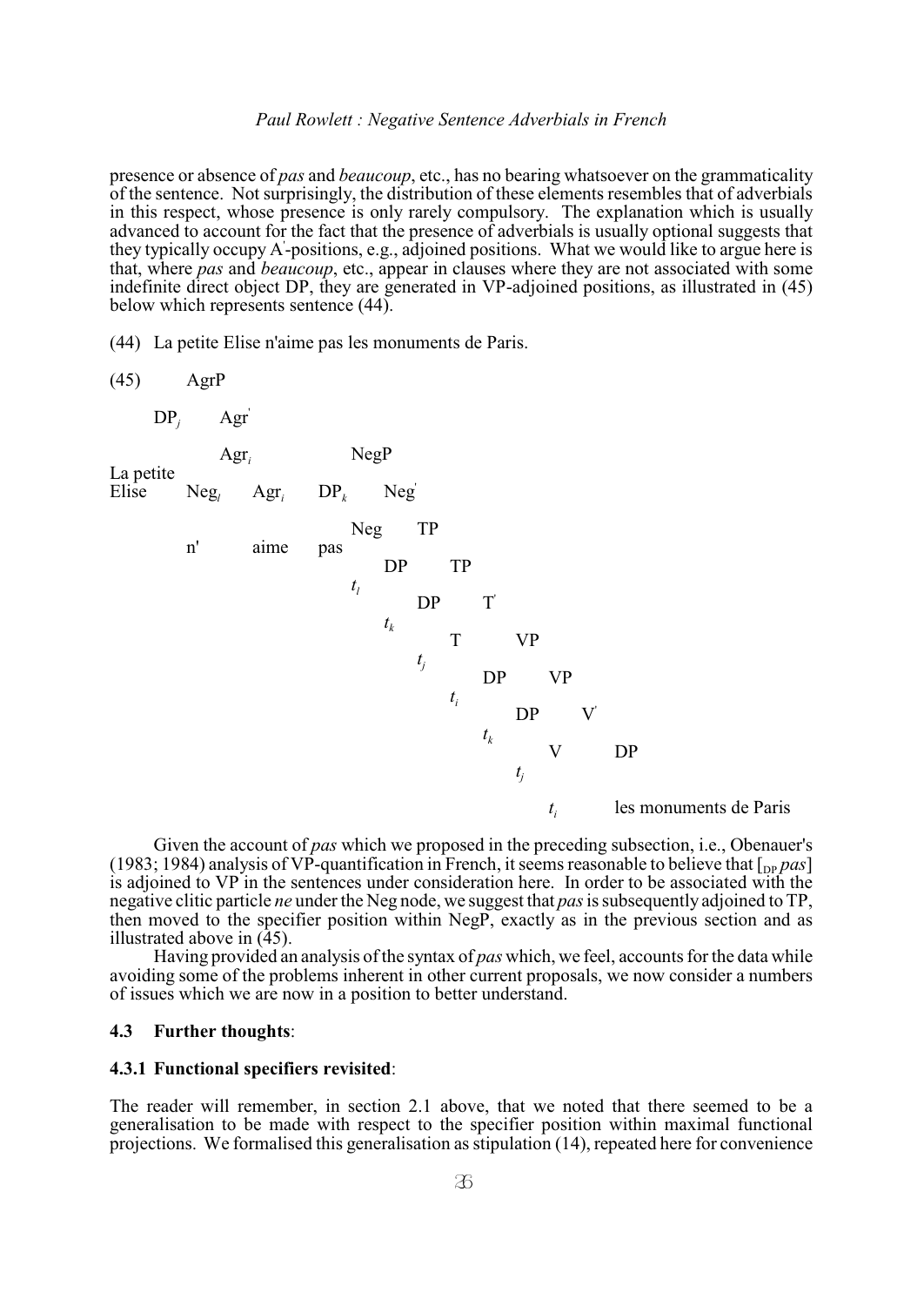presence or absence of *pas* and *beaucoup*, etc., has no bearing whatsoever on the grammaticality of the sentence. Not surprisingly, the distribution of these elements resembles that of adverbials in this respect, whose presence is only rarely compulsory. The explanation which is usually advanced to account for the fact that the presence of adverbials is usually optional suggests that they typically occupy A'-positions, e.g., adjoined positions. What we would like to argue here is that, where *pas* and *beaucoup*, etc., appear in clauses where they are not associated with some indefinite direct object DP, they are generated in VP-adjoined positions, as illustrated in (45) below which represents sentence (44).

(44) La petite Elise n'aime pas les monuments de Paris.

(45)

```
AgrP
  DP_j: La petite Elise
  Agr'
    Agr_i
      Neg_l: n'
      Agr_i: aime
    NegP
      DP_k: pas
      Neg'
        Neg: t_l
        TP
          DP: t_k
          TP
            DP: t_j
            T'
              T: t_i
              VP
                DP: t_k
                VP
                  DP: t_j
                  V'
                    V: t_i
                    DP: les monuments de Paris
```

Given the account of *pas* which we proposed in the preceding subsection, i.e., Obenauer's (1983; 1984) analysis of VP-quantification in French, it seems reasonable to believe that $[_{DP}$ *pas*$]$ is adjoined to VP in the sentences under consideration here. In order to be associated with the negative clitic particle *ne* under the Neg node, we suggest that *pas* is subsequently adjoined to TP, then moved to the specifier position within NegP, exactly as in the previous section and as illustrated above in (45).

Having provided an analysis of the syntax of *pas* which, we feel, accounts for the data while avoiding some of the problems inherent in other current proposals, we now consider a numbers of issues which we are now in a position to better understand.

### 4.3 Further thoughts:

#### 4.3.1 Functional specifiers revisited:

The reader will remember, in section 2.1 above, that we noted that there seemed to be a generalisation to be made with respect to the specifier position within maximal functional projections. We formalised this generalisation as stipulation (14), repeated here for convenience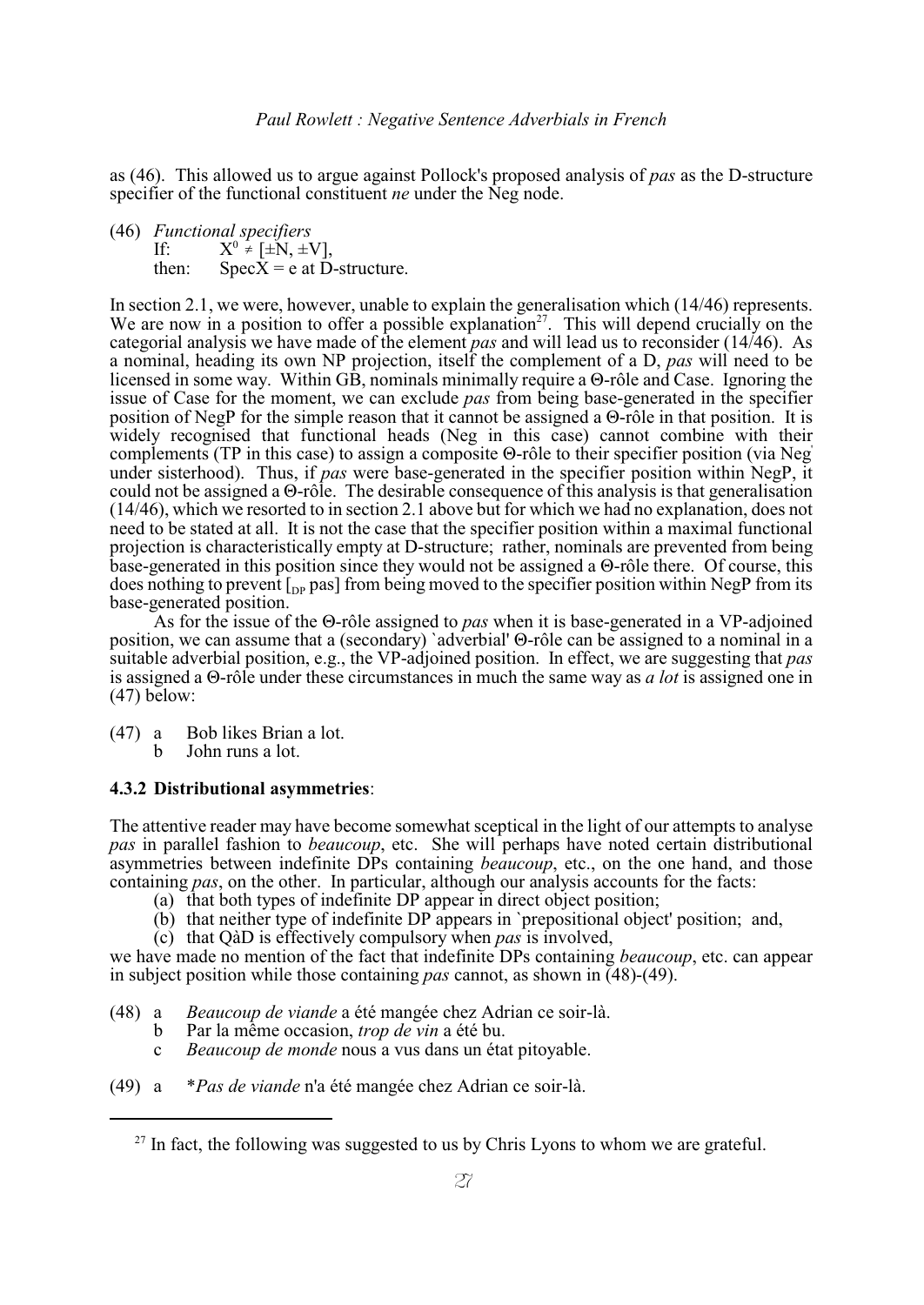as (46). This allowed us to argue against Pollock's proposed analysis of *pas* as the D-structure specifier of the functional constituent *ne* under the Neg node.

(46) *Functional specifiers*
If: $X^0 \neq [\pm N, \pm V]$,
then: SpecX = e at D-structure.

In section 2.1, we were, however, unable to explain the generalisation which (14/46) represents. We are now in a position to offer a possible explanation[27]. This will depend crucially on the categorial analysis we have made of the element *pas* and will lead us to reconsider (14/46). As a nominal, heading its own NP projection, itself the complement of a D, *pas* will need to be licensed in some way. Within GB, nominals minimally require a Θ-rôle and Case. Ignoring the issue of Case for the moment, we can exclude *pas* from being base-generated in the specifier position of NegP for the simple reason that it cannot be assigned a Θ-rôle in that position. It is widely recognised that functional heads (Neg in this case) cannot combine with their complements (TP in this case) to assign a composite Θ-rôle to their specifier position (via Neg' under sisterhood). Thus, if *pas* were base-generated in the specifier position within NegP, it could not be assigned a Θ-rôle. The desirable consequence of this analysis is that generalisation (14/46), which we resorted to in section 2.1 above but for which we had no explanation, does not need to be stated at all. It is not the case that the specifier position within a maximal functional projection is characteristically empty at D-structure; rather, nominals are prevented from being base-generated in this position since they would not be assigned a Θ-rôle there. Of course, this does nothing to prevent [$_{DP}$ pas] from being moved to the specifier position within NegP from its base-generated position.

As for the issue of the Θ-rôle assigned to *pas* when it is base-generated in a VP-adjoined position, we can assume that a (secondary) `adverbial' Θ-rôle can be assigned to a nominal in a suitable adverbial position, e.g., the VP-adjoined position. In effect, we are suggesting that *pas* is assigned a Θ-rôle under these circumstances in much the same way as *a lot* is assigned one in (47) below:

(47) a Bob likes Brian a lot.
b John runs a lot.

### 4.3.2 Distributional asymmetries:

The attentive reader may have become somewhat sceptical in the light of our attempts to analyse *pas* in parallel fashion to *beaucoup*, etc. She will perhaps have noted certain distributional asymmetries between indefinite DPs containing *beaucoup*, etc., on the one hand, and those containing *pas*, on the other. In particular, although our analysis accounts for the facts:

(a) that both types of indefinite DP appear in direct object position;
(b) that neither type of indefinite DP appears in `prepositional object' position; and,
(c) that QàD is effectively compulsory when *pas* is involved,

we have made no mention of the fact that indefinite DPs containing *beaucoup*, etc. can appear in subject position while those containing *pas* cannot, as shown in (48)-(49).

(48) a *Beaucoup de viande* a été mangée chez Adrian ce soir-là.
b Par la même occasion, *trop de vin* a été bu.
c *Beaucoup de monde* nous a vus dans un état pitoyable.

(49) a *\*Pas de viande* n'a été mangée chez Adrian ce soir-là.

[27] In fact, the following was suggested to us by Chris Lyons to whom we are grateful.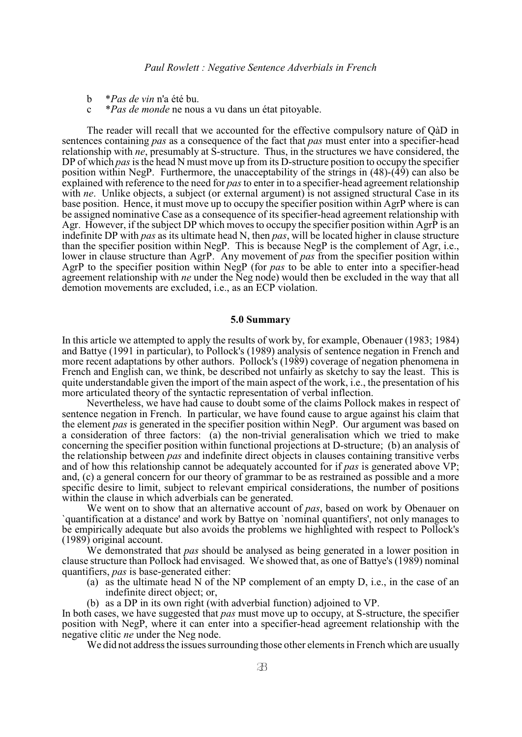b *_Pas de vin_ n'a été bu.
c *_Pas de monde_ ne nous a vu dans un état pitoyable.

The reader will recall that we accounted for the effective compulsory nature of QàD in sentences containing _pas_ as a consequence of the fact that _pas_ must enter into a specifier-head relationship with _ne_, presumably at S-structure. Thus, in the structures we have considered, the DP of which _pas_ is the head N must move up from its D-structure position to occupy the specifier position within NegP. Furthermore, the unacceptability of the strings in (48)-(49) can also be explained with reference to the need for _pas_ to enter in to a specifier-head agreement relationship with _ne_. Unlike objects, a subject (or external argument) is not assigned structural Case in its base position. Hence, it must move up to occupy the specifier position within AgrP where is can be assigned nominative Case as a consequence of its specifier-head agreement relationship with Agr. However, if the subject DP which moves to occupy the specifier position within AgrP is an indefinite DP with _pas_ as its ultimate head N, then _pas_, will be located higher in clause structure than the specifier position within NegP. This is because NegP is the complement of Agr, i.e., lower in clause structure than AgrP. Any movement of _pas_ from the specifier position within AgrP to the specifier position within NegP (for _pas_ to be able to enter into a specifier-head agreement relationship with _ne_ under the Neg node) would then be excluded in the way that all demotion movements are excluded, i.e., as an ECP violation.

## 5.0 Summary

In this article we attempted to apply the results of work by, for example, Obenauer (1983; 1984) and Battye (1991 in particular), to Pollock's (1989) analysis of sentence negation in French and more recent adaptations by other authors. Pollock's (1989) coverage of negation phenomena in French and English can, we think, be described not unfairly as sketchy to say the least. This is quite understandable given the import of the main aspect of the work, i.e., the presentation of his more articulated theory of the syntactic representation of verbal inflection.

Nevertheless, we have had cause to doubt some of the claims Pollock makes in respect of sentence negation in French. In particular, we have found cause to argue against his claim that the element _pas_ is generated in the specifier position within NegP. Our argument was based on a consideration of three factors: (a) the non-trivial generalisation which we tried to make concerning the specifier position within functional projections at D-structure; (b) an analysis of the relationship between _pas_ and indefinite direct objects in clauses containing transitive verbs and of how this relationship cannot be adequately accounted for if _pas_ is generated above VP; and, (c) a general concern for our theory of grammar to be as restrained as possible and a more specific desire to limit, subject to relevant empirical considerations, the number of positions within the clause in which adverbials can be generated.

We went on to show that an alternative account of _pas_, based on work by Obenauer on `quantification at a distance' and work by Battye on `nominal quantifiers', not only manages to be empirically adequate but also avoids the problems we highlighted with respect to Pollock's (1989) original account.

We demonstrated that _pas_ should be analysed as being generated in a lower position in clause structure than Pollock had envisaged. We showed that, as one of Battye's (1989) nominal quantifiers, _pas_ is base-generated either:

(a) as the ultimate head N of the NP complement of an empty D, i.e., in the case of an indefinite direct object; or,

(b) as a DP in its own right (with adverbial function) adjoined to VP.

In both cases, we have suggested that _pas_ must move up to occupy, at S-structure, the specifier position with NegP, where it can enter into a specifier-head agreement relationship with the negative clitic _ne_ under the Neg node.

We did not address the issues surrounding those other elements in French which are usually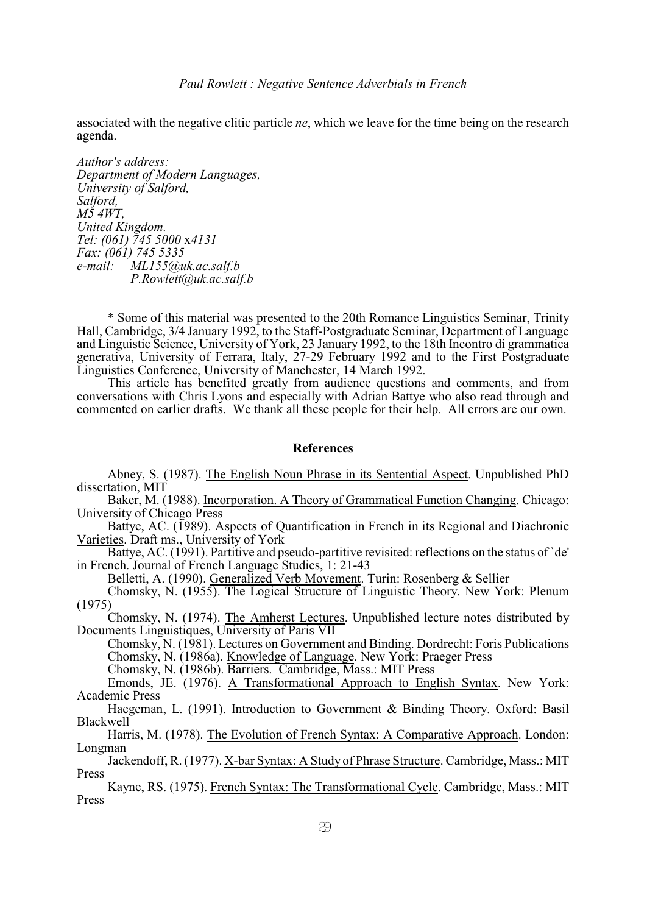associated with the negative clitic particle *ne*, which we leave for the time being on the research agenda.

*Author's address:*
*Department of Modern Languages,*
*University of Salford,*
*Salford,*
*M5 4WT,*
*United Kingdom.*
*Tel: (061) 745 5000* x*4131*
*Fax: (061) 745 5335*
*e-mail: ML155@uk.ac.salf.b*
*P.Rowlett@uk.ac.salf.b*

\* Some of this material was presented to the 20th Romance Linguistics Seminar, Trinity Hall, Cambridge, 3/4 January 1992, to the Staff-Postgraduate Seminar, Department of Language and Linguistic Science, University of York, 23 January 1992, to the 18th Incontro di grammatica generativa, University of Ferrara, Italy, 27-29 February 1992 and to the First Postgraduate Linguistics Conference, University of Manchester, 14 March 1992.

This article has benefited greatly from audience questions and comments, and from conversations with Chris Lyons and especially with Adrian Battye who also read through and commented on earlier drafts. We thank all these people for their help. All errors are our own.

## References

Abney, S. (1987). The English Noun Phrase in its Sentential Aspect. Unpublished PhD dissertation, MIT

Baker, M. (1988). Incorporation. A Theory of Grammatical Function Changing. Chicago: University of Chicago Press

Battye, AC. (1989). Aspects of Quantification in French in its Regional and Diachronic Varieties. Draft ms., University of York

Battye, AC. (1991). Partitive and pseudo-partitive revisited: reflections on the status of `de' in French. Journal of French Language Studies, 1: 21-43

Belletti, A. (1990). Generalized Verb Movement. Turin: Rosenberg & Sellier

Chomsky, N. (1955). The Logical Structure of Linguistic Theory. New York: Plenum (1975)

Chomsky, N. (1974). The Amherst Lectures. Unpublished lecture notes distributed by Documents Linguistiques, University of Paris VII

Chomsky, N. (1981). Lectures on Government and Binding. Dordrecht: Foris Publications

Chomsky, N. (1986a). Knowledge of Language. New York: Praeger Press

Chomsky, N. (1986b). Barriers. Cambridge, Mass.: MIT Press

Emonds, JE. (1976). A Transformational Approach to English Syntax. New York: Academic Press

Haegeman, L. (1991). Introduction to Government & Binding Theory. Oxford: Basil Blackwell

Harris, M. (1978). The Evolution of French Syntax: A Comparative Approach. London: Longman

Jackendoff, R. (1977). X-bar Syntax: A Study of Phrase Structure. Cambridge, Mass.: MIT Press

Kayne, RS. (1975). French Syntax: The Transformational Cycle. Cambridge, Mass.: MIT Press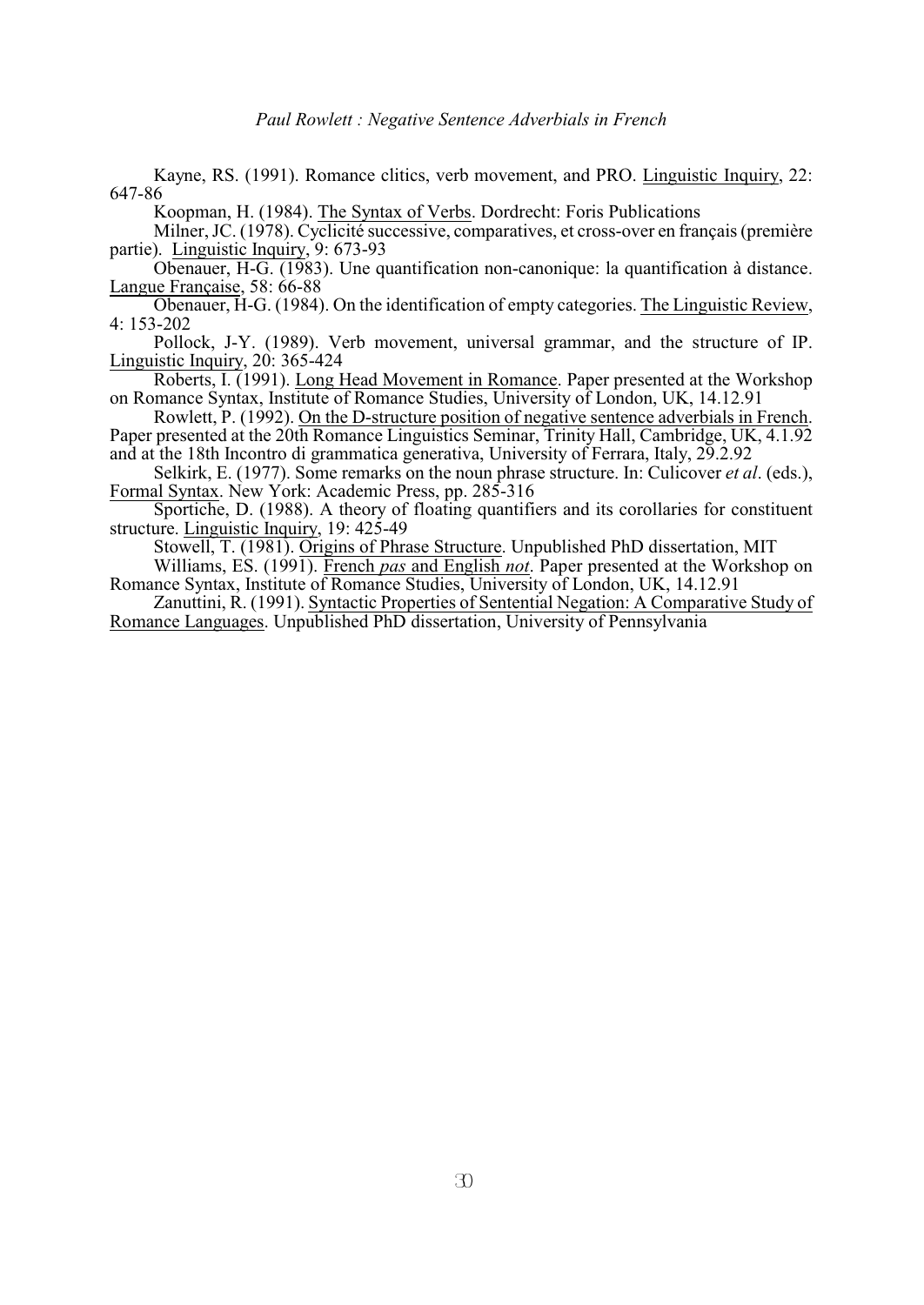Kayne, RS. (1991). Romance clitics, verb movement, and PRO. Linguistic Inquiry, 22: 647-86

Koopman, H. (1984). The Syntax of Verbs. Dordrecht: Foris Publications

Milner, JC. (1978). Cyclicité successive, comparatives, et cross-over en français (première partie). Linguistic Inquiry, 9: 673-93

Obenauer, H-G. (1983). Une quantification non-canonique: la quantification à distance. Langue Française, 58: 66-88

Obenauer, H-G. (1984). On the identification of empty categories. The Linguistic Review, 4: 153-202

Pollock, J-Y. (1989). Verb movement, universal grammar, and the structure of IP. Linguistic Inquiry, 20: 365-424

Roberts, I. (1991). Long Head Movement in Romance. Paper presented at the Workshop on Romance Syntax, Institute of Romance Studies, University of London, UK, 14.12.91

Rowlett, P. (1992). On the D-structure position of negative sentence adverbials in French. Paper presented at the 20th Romance Linguistics Seminar, Trinity Hall, Cambridge, UK, 4.1.92 and at the 18th Incontro di grammatica generativa, University of Ferrara, Italy, 29.2.92

Selkirk, E. (1977). Some remarks on the noun phrase structure. In: Culicover *et al*. (eds.), Formal Syntax. New York: Academic Press, pp. 285-316

Sportiche, D. (1988). A theory of floating quantifiers and its corollaries for constituent structure. Linguistic Inquiry, 19: 425-49

Stowell, T. (1981). Origins of Phrase Structure. Unpublished PhD dissertation, MIT

Williams, ES. (1991). French *pas* and English *not*. Paper presented at the Workshop on Romance Syntax, Institute of Romance Studies, University of London, UK, 14.12.91

Zanuttini, R. (1991). Syntactic Properties of Sentential Negation: A Comparative Study of Romance Languages. Unpublished PhD dissertation, University of Pennsylvania